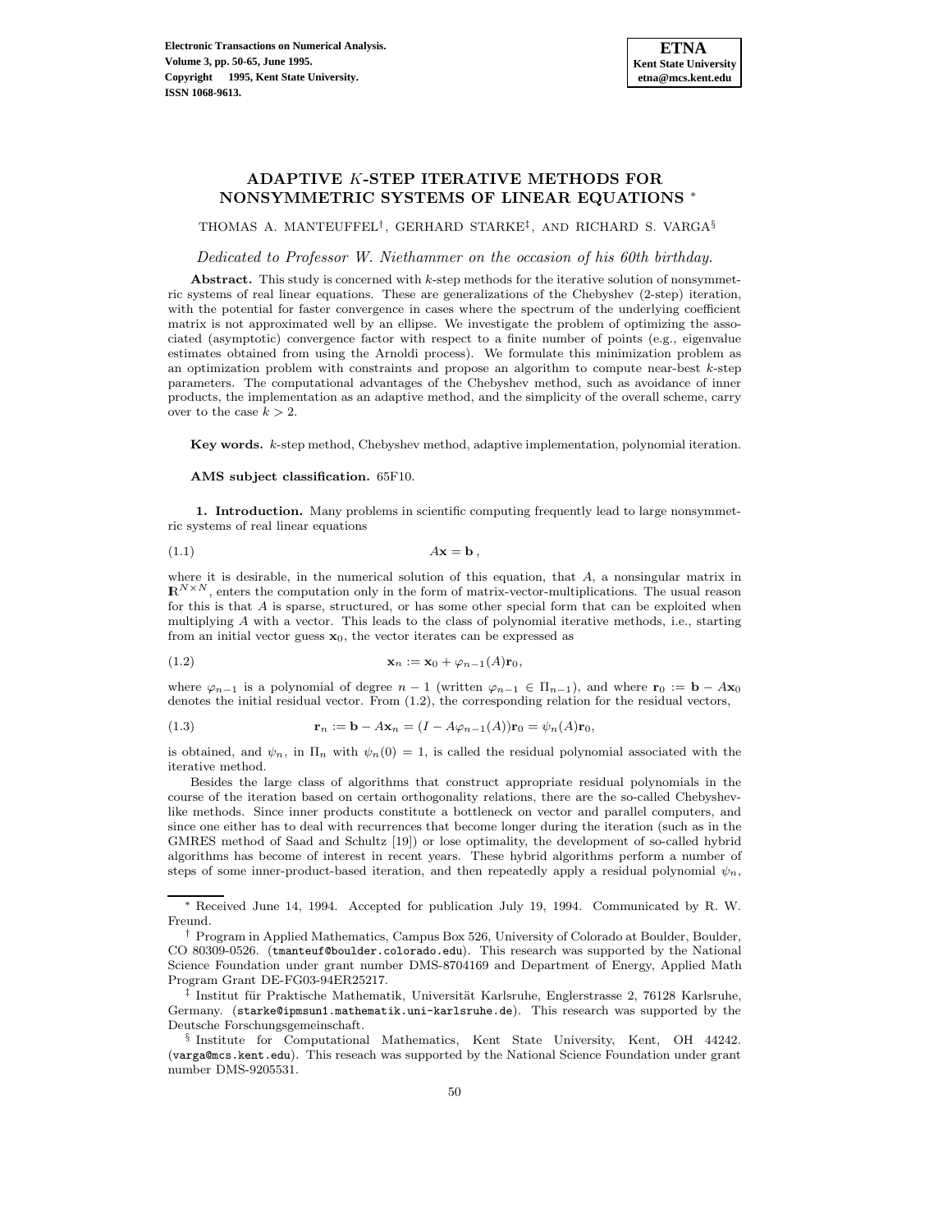# ADAPTIVE $K$-STEP ITERATIVE METHODS FOR NONSYMMETRIC SYSTEMS OF LINEAR EQUATIONS *

THOMAS A. MANTEUFFEL†, GERHARD STARKE‡, AND RICHARD S. VARGA§

*Dedicated to Professor W. Niethammer on the occasion of his 60th birthday.*

**Abstract.** This study is concerned with $k$-step methods for the iterative solution of nonsymmetric systems of real linear equations. These are generalizations of the Chebyshev (2-step) iteration, with the potential for faster convergence in cases where the spectrum of the underlying coefficient matrix is not approximated well by an ellipse. We investigate the problem of optimizing the associated (asymptotic) convergence factor with respect to a finite number of points (e.g., eigenvalue estimates obtained from using the Arnoldi process). We formulate this minimization problem as an optimization problem with constraints and propose an algorithm to compute near-best $k$-step parameters. The computational advantages of the Chebyshev method, such as avoidance of inner products, the implementation as an adaptive method, and the simplicity of the overall scheme, carry over to the case $k > 2$.

**Key words.** $k$-step method, Chebyshev method, adaptive implementation, polynomial iteration.

**AMS subject classification.** 65F10.

**1. Introduction.** Many problems in scientific computing frequently lead to large nonsymmetric systems of real linear equations

$$A\mathbf{x} = \mathbf{b}\,, \tag{1.1}$$

where it is desirable, in the numerical solution of this equation, that $A$, a nonsingular matrix in $\mathbf{R}^{N\times N}$, enters the computation only in the form of matrix-vector-multiplications. The usual reason for this is that $A$ is sparse, structured, or has some other special form that can be exploited when multiplying $A$ with a vector. This leads to the class of polynomial iterative methods, i.e., starting from an initial vector guess $\mathbf{x}_0$, the vector iterates can be expressed as

$$\mathbf{x}_n := \mathbf{x}_0 + \varphi_{n-1}(A)\mathbf{r}_0, \tag{1.2}$$

where $\varphi_{n-1}$ is a polynomial of degree $n-1$ (written $\varphi_{n-1} \in \Pi_{n-1}$), and where $\mathbf{r}_0 := \mathbf{b} - A\mathbf{x}_0$ denotes the initial residual vector. From (1.2), the corresponding relation for the residual vectors,

$$\mathbf{r}_n := \mathbf{b} - A\mathbf{x}_n = (I - A\varphi_{n-1}(A))\mathbf{r}_0 = \psi_n(A)\mathbf{r}_0, \tag{1.3}$$

is obtained, and $\psi_n$, in $\Pi_n$ with $\psi_n(0) = 1$, is called the residual polynomial associated with the iterative method.

Besides the large class of algorithms that construct appropriate residual polynomials in the course of the iteration based on certain orthogonality relations, there are the so-called Chebyshev-like methods. Since inner products constitute a bottleneck on vector and parallel computers, and since one either has to deal with recurrences that become longer during the iteration (such as in the GMRES method of Saad and Schultz [19]) or lose optimality, the development of so-called hybrid algorithms has become of interest in recent years. These hybrid algorithms perform a number of steps of some inner-product-based iteration, and then repeatedly apply a residual polynomial $\psi_n$,

---

* Received June 14, 1994. Accepted for publication July 19, 1994. Communicated by R. W. Freund.

† Program in Applied Mathematics, Campus Box 526, University of Colorado at Boulder, Boulder, CO 80309-0526. (tmanteuf@boulder.colorado.edu). This research was supported by the National Science Foundation under grant number DMS-8704169 and Department of Energy, Applied Math Program Grant DE-FG03-94ER25217.

‡ Institut für Praktische Mathematik, Universität Karlsruhe, Englerstrasse 2, 76128 Karlsruhe, Germany. (starke@ipmsun1.mathematik.uni-karlsruhe.de). This research was supported by the Deutsche Forschungsgemeinschaft.

§ Institute for Computational Mathematics, Kent State University, Kent, OH 44242. (varga@mcs.kent.edu). This reseach was supported by the National Science Foundation under grant number DMS-9205531.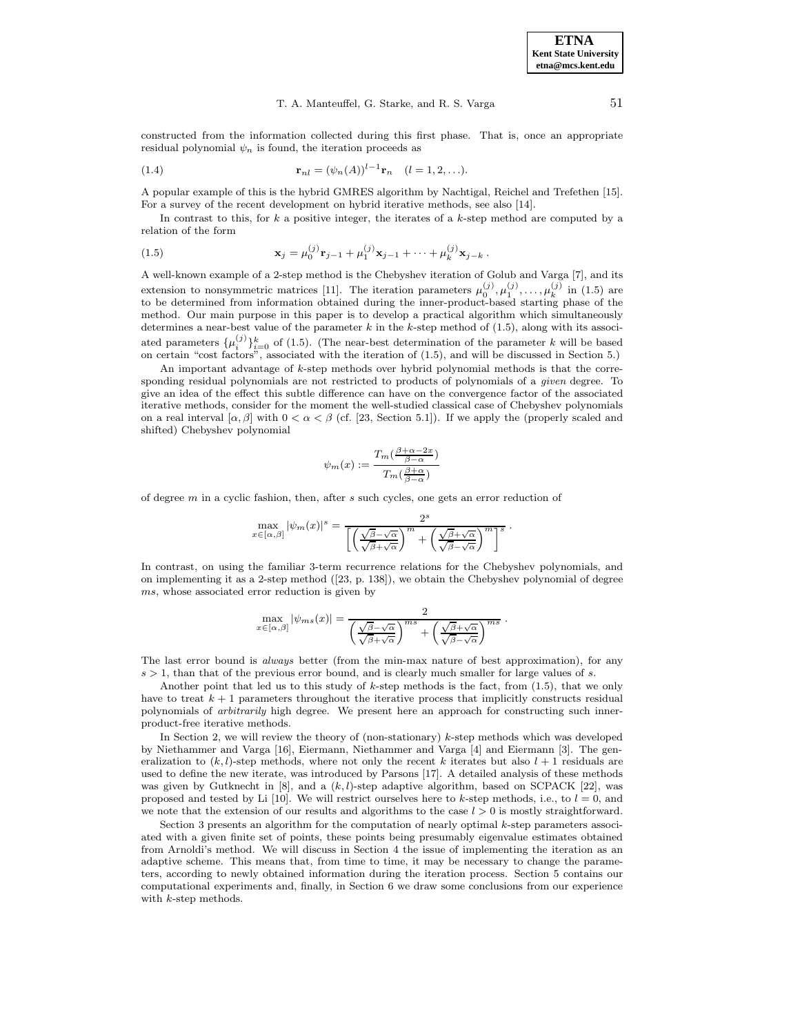constructed from the information collected during this first phase. That is, once an appropriate residual polynomial $\psi_n$ is found, the iteration proceeds as

$$\mathbf{r}_{nl} = (\psi_n(A))^{l-1}\mathbf{r}_n \quad (l = 1, 2, \ldots). \tag{1.4}$$

A popular example of this is the hybrid GMRES algorithm by Nachtigal, Reichel and Trefethen [15]. For a survey of the recent development on hybrid iterative methods, see also [14].

In contrast to this, for $k$ a positive integer, the iterates of a $k$-step method are computed by a relation of the form

$$\mathbf{x}_j = \mu_0^{(j)}\mathbf{r}_{j-1} + \mu_1^{(j)}\mathbf{x}_{j-1} + \cdots + \mu_k^{(j)}\mathbf{x}_{j-k}\,. \tag{1.5}$$

A well-known example of a 2-step method is the Chebyshev iteration of Golub and Varga [7], and its extension to nonsymmetric matrices [11]. The iteration parameters $\mu_0^{(j)}, \mu_1^{(j)}, \ldots, \mu_k^{(j)}$ in (1.5) are to be determined from information obtained during the inner-product-based starting phase of the method. Our main purpose in this paper is to develop a practical algorithm which simultaneously determines a near-best value of the parameter $k$ in the $k$-step method of (1.5), along with its associated parameters $\{\mu_i^{(j)}\}_{i=0}^k$ of (1.5). (The near-best determination of the parameter $k$ will be based on certain "cost factors", associated with the iteration of (1.5), and will be discussed in Section 5.)

An important advantage of $k$-step methods over hybrid polynomial methods is that the corresponding residual polynomials are not restricted to products of polynomials of a *given* degree. To give an idea of the effect this subtle difference can have on the convergence factor of the associated iterative methods, consider for the moment the well-studied classical case of Chebyshev polynomials on a real interval $[\alpha, \beta]$ with $0 < \alpha < \beta$ (cf. [23, Section 5.1]). If we apply the (properly scaled and shifted) Chebyshev polynomial

$$\psi_m(x) := \frac{T_m(\frac{\beta+\alpha-2x}{\beta-\alpha})}{T_m(\frac{\beta+\alpha}{\beta-\alpha})}$$

of degree $m$ in a cyclic fashion, then, after $s$ such cycles, one gets an error reduction of

$$\max_{x\in[\alpha,\beta]} |\psi_m(x)|^s = \frac{2^s}{\left[\left(\frac{\sqrt{\beta}-\sqrt{\alpha}}{\sqrt{\beta}+\sqrt{\alpha}}\right)^m + \left(\frac{\sqrt{\beta}+\sqrt{\alpha}}{\sqrt{\beta}-\sqrt{\alpha}}\right)^m\right]^s}\,.$$

In contrast, on using the familiar 3-term recurrence relations for the Chebyshev polynomials, and on implementing it as a 2-step method ([23, p. 138]), we obtain the Chebyshev polynomial of degree $ms$, whose associated error reduction is given by

$$\max_{x\in[\alpha,\beta]} |\psi_{ms}(x)| = \frac{2}{\left(\frac{\sqrt{\beta}-\sqrt{\alpha}}{\sqrt{\beta}+\sqrt{\alpha}}\right)^{ms} + \left(\frac{\sqrt{\beta}+\sqrt{\alpha}}{\sqrt{\beta}-\sqrt{\alpha}}\right)^{ms}}\,.$$

The last error bound is *always* better (from the min-max nature of best approximation), for any $s > 1$, than that of the previous error bound, and is clearly much smaller for large values of $s$.

Another point that led us to this study of $k$-step methods is the fact, from (1.5), that we only have to treat $k + 1$ parameters throughout the iterative process that implicitly constructs residual polynomials of *arbitrarily* high degree. We present here an approach for constructing such inner-product-free iterative methods.

In Section 2, we will review the theory of (non-stationary) $k$-step methods which was developed by Niethammer and Varga [16], Eiermann, Niethammer and Varga [4] and Eiermann [3]. The generalization to $(k, l)$-step methods, where not only the recent $k$ iterates but also $l + 1$ residuals are used to define the new iterate, was introduced by Parsons [17]. A detailed analysis of these methods was given by Gutknecht in [8], and a $(k, l)$-step adaptive algorithm, based on SCPACK [22], was proposed and tested by Li [10]. We will restrict ourselves here to $k$-step methods, i.e., to $l = 0$, and we note that the extension of our results and algorithms to the case $l > 0$ is mostly straightforward.

Section 3 presents an algorithm for the computation of nearly optimal $k$-step parameters associated with a given finite set of points, these points being presumably eigenvalue estimates obtained from Arnoldi's method. We will discuss in Section 4 the issue of implementing the iteration as an adaptive scheme. This means that, from time to time, it may be necessary to change the parameters, according to newly obtained information during the iteration process. Section 5 contains our computational experiments and, finally, in Section 6 we draw some conclusions from our experience with $k$-step methods.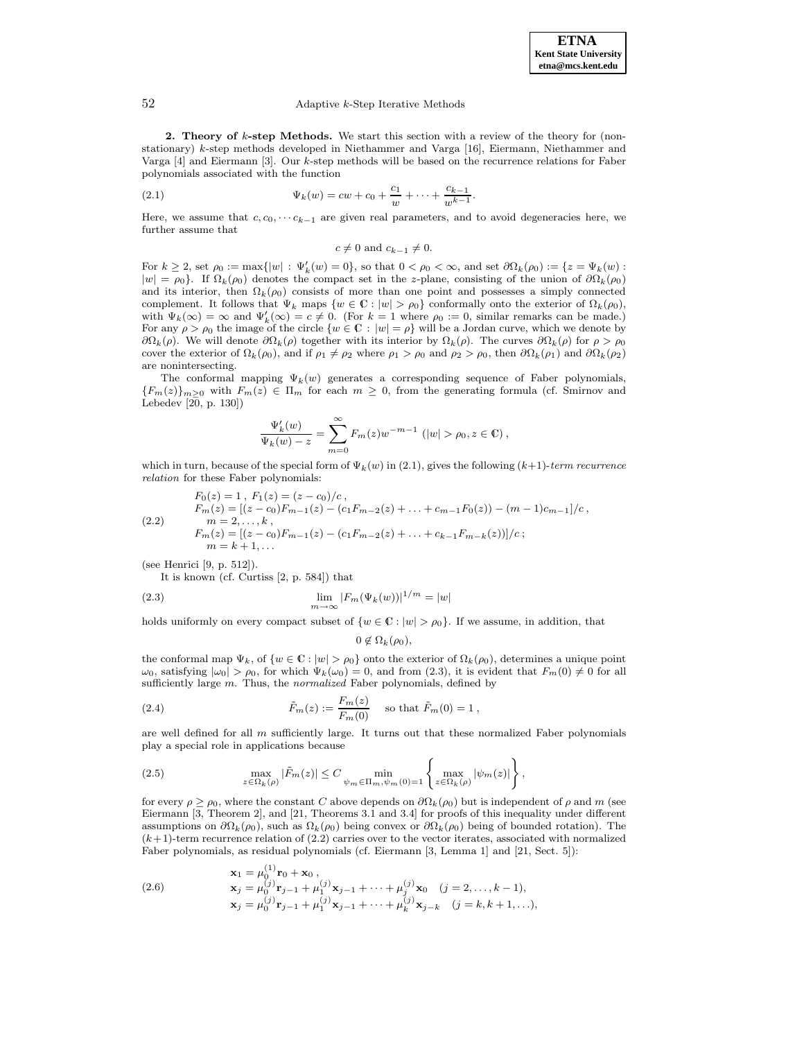## 2. Theory of $k$-step Methods.

We start this section with a review of the theory for (nonstationary) $k$-step methods developed in Niethammer and Varga [16], Eiermann, Niethammer and Varga [4] and Eiermann [3]. Our $k$-step methods will be based on the recurrence relations for Faber polynomials associated with the function

$$\Psi_k(w) = cw + c_0 + \frac{c_1}{w} + \cdots + \frac{c_{k-1}}{w^{k-1}}. \tag{2.1}$$

Here, we assume that $c, c_0, \cdots c_{k-1}$ are given real parameters, and to avoid degeneracies here, we further assume that

$$c \neq 0 \text{ and } c_{k-1} \neq 0.$$

For $k \geq 2$, set $\rho_0 := \max\{|w| : \Psi_k'(w) = 0\}$, so that $0 < \rho_0 < \infty$, and set $\partial\Omega_k(\rho_0) := \{z = \Psi_k(w) : |w| = \rho_0\}$. If $\Omega_k(\rho_0)$ denotes the compact set in the $z$-plane, consisting of the union of $\partial\Omega_k(\rho_0)$ and its interior, then $\Omega_k(\rho_0)$ consists of more than one point and possesses a simply connected complement. It follows that $\Psi_k$ maps $\{w \in \mathbb{C} : |w| > \rho_0\}$ conformally onto the exterior of $\Omega_k(\rho_0)$, with $\Psi_k(\infty) = \infty$ and $\Psi_k'(\infty) = c \neq 0$. (For $k = 1$ where $\rho_0 := 0$, similar remarks can be made.) For any $\rho > \rho_0$ the image of the circle $\{w \in \mathbb{C} : |w| = \rho\}$ will be a Jordan curve, which we denote by $\partial\Omega_k(\rho)$. We will denote $\partial\Omega_k(\rho)$ together with its interior by $\Omega_k(\rho)$. The curves $\partial\Omega_k(\rho)$ for $\rho > \rho_0$ cover the exterior of $\Omega_k(\rho_0)$, and if $\rho_1 \neq \rho_2$ where $\rho_1 > \rho_0$ and $\rho_2 > \rho_0$, then $\partial\Omega_k(\rho_1)$ and $\partial\Omega_k(\rho_2)$ are nonintersecting.

The conformal mapping $\Psi_k(w)$ generates a corresponding sequence of Faber polynomials, $\{F_m(z)\}_{m\geq 0}$ with $F_m(z) \in \Pi_m$ for each $m \geq 0$, from the generating formula (cf. Smirnov and Lebedev [20, p. 130])

$$\frac{\Psi_k'(w)}{\Psi_k(w) - z} = \sum_{m=0}^{\infty} F_m(z) w^{-m-1} \;\; (|w| > \rho_0, z \in \mathbb{C}),$$

which in turn, because of the special form of $\Psi_k(w)$ in (2.1), gives the following $(k+1)$-*term recurrence relation* for these Faber polynomials:

$$\begin{aligned}
&F_0(z) = 1\,,\; F_1(z) = (z - c_0)/c\,,\\
&F_m(z) = [(z - c_0)F_{m-1}(z) - (c_1 F_{m-2}(z) + \ldots + c_{m-1}F_0(z)) - (m-1)c_{m-1}]/c\,,\\
&\quad m = 2, \ldots, k\,,\\
&F_m(z) = [(z - c_0)F_{m-1}(z) - (c_1 F_{m-2}(z) + \ldots + c_{k-1}F_{m-k}(z))]/c\,;\\
&\quad m = k+1, \ldots
\end{aligned} \tag{2.2}$$

(see Henrici [9, p. 512]).

It is known (cf. Curtiss [2, p. 584]) that

$$\lim_{m\to\infty} |F_m(\Psi_k(w))|^{1/m} = |w| \tag{2.3}$$

holds uniformly on every compact subset of $\{w \in \mathbb{C} : |w| > \rho_0\}$. If we assume, in addition, that

$$0 \notin \Omega_k(\rho_0),$$

the conformal map $\Psi_k$, of $\{w \in \mathbb{C} : |w| > \rho_0\}$ onto the exterior of $\Omega_k(\rho_0)$, determines a unique point $\omega_0$, satisfying $|\omega_0| > \rho_0$, for which $\Psi_k(\omega_0) = 0$, and from (2.3), it is evident that $F_m(0) \neq 0$ for all sufficiently large $m$. Thus, the *normalized* Faber polynomials, defined by

$$\tilde{F}_m(z) := \frac{F_m(z)}{F_m(0)} \quad \text{so that } \tilde{F}_m(0) = 1\,, \tag{2.4}$$

are well defined for all $m$ sufficiently large. It turns out that these normalized Faber polynomials play a special role in applications because

$$\max_{z\in\Omega_k(\rho)} |\tilde{F}_m(z)| \leq C \min_{\psi_m\in\Pi_m, \psi_m(0)=1} \left\{ \max_{z\in\Omega_k(\rho)} |\psi_m(z)| \right\}, \tag{2.5}$$

for every $\rho \geq \rho_0$, where the constant $C$ above depends on $\partial\Omega_k(\rho_0)$ but is independent of $\rho$ and $m$ (see Eiermann [3, Theorem 2], and [21, Theorems 3.1 and 3.4] for proofs of this inequality under different assumptions on $\partial\Omega_k(\rho_0)$, such as $\Omega_k(\rho_0)$ being convex or $\partial\Omega_k(\rho_0)$ being of bounded rotation). The $(k+1)$-term recurrence relation of (2.2) carries over to the vector iterates, associated with normalized Faber polynomials, as residual polynomials (cf. Eiermann [3, Lemma 1] and [21, Sect. 5]):

$$\begin{aligned}
&\mathbf{x}_1 = \mu_0^{(1)}\mathbf{r}_0 + \mathbf{x}_0\,,\\
&\mathbf{x}_j = \mu_0^{(j)}\mathbf{r}_{j-1} + \mu_1^{(j)}\mathbf{x}_{j-1} + \cdots + \mu_j^{(j)}\mathbf{x}_0 \quad (j = 2, \ldots, k-1),\\
&\mathbf{x}_j = \mu_0^{(j)}\mathbf{r}_{j-1} + \mu_1^{(j)}\mathbf{x}_{j-1} + \cdots + \mu_k^{(j)}\mathbf{x}_{j-k} \quad (j = k, k+1, \ldots),
\end{aligned} \tag{2.6}$$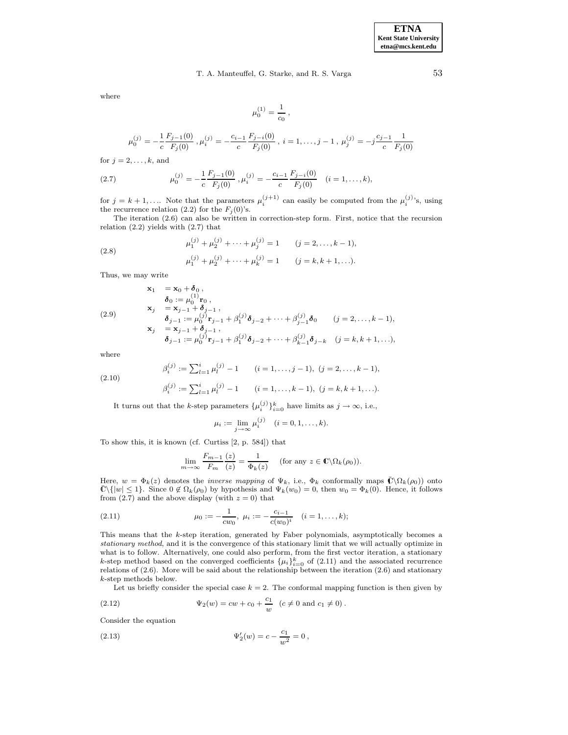where

$$\mu_0^{(1)} = \frac{1}{c_0}\,,$$

$$\mu_0^{(j)} = -\frac{1}{c}\frac{F_{j-1}(0)}{F_j(0)}\,, \mu_i^{(j)} = -\frac{c_{i-1}}{c}\frac{F_{j-i}(0)}{F_j(0)}\,,\ i = 1,\ldots,j-1\,,\ \mu_j^{(j)} = -j\frac{c_{j-1}}{c}\frac{1}{F_j(0)}$$

for $j = 2,\ldots,k$, and

$$\mu_0^{(j)} = -\frac{1}{c}\frac{F_{j-1}(0)}{F_j(0)}\,, \mu_i^{(j)} = -\frac{c_{i-1}}{c}\frac{F_{j-i}(0)}{F_j(0)} \quad (i = 1,\ldots,k), \tag{2.7}$$

for $j = k+1,\ldots$. Note that the parameters $\mu_i^{(j+1)}$ can easily be computed from the $\mu_i^{(j)}$'s, using the recurrence relation (2.2) for the $F_j(0)$'s.

The iteration (2.6) can also be written in correction-step form. First, notice that the recursion relation (2.2) yields with (2.7) that

$$\begin{aligned} &\mu_1^{(j)} + \mu_2^{(j)} + \cdots + \mu_j^{(j)} = 1 \qquad (j = 2,\ldots,k-1),\\ &\mu_1^{(j)} + \mu_2^{(j)} + \cdots + \mu_k^{(j)} = 1 \qquad (j = k,k+1,\ldots). \end{aligned} \tag{2.8}$$

Thus, we may write

$$\begin{aligned} \mathbf{x}_1 \quad &= \mathbf{x}_0 + \boldsymbol{\delta}_0\,,\\ &\boldsymbol{\delta}_0 := \mu_0^{(1)}\mathbf{r}_0\,,\\ \mathbf{x}_j \quad &= \mathbf{x}_{j-1} + \boldsymbol{\delta}_{j-1}\,,\\ &\boldsymbol{\delta}_{j-1} := \mu_0^{(j)}\mathbf{r}_{j-1} + \beta_1^{(j)}\boldsymbol{\delta}_{j-2} + \cdots + \beta_{j-1}^{(j)}\boldsymbol{\delta}_0 \qquad (j = 2,\ldots,k-1),\\ \mathbf{x}_j \quad &= \mathbf{x}_{j-1} + \boldsymbol{\delta}_{j-1}\,,\\ &\boldsymbol{\delta}_{j-1} := \mu_0^{(j)}\mathbf{r}_{j-1} + \beta_1^{(j)}\boldsymbol{\delta}_{j-2} + \cdots + \beta_{k-1}^{(j)}\boldsymbol{\delta}_{j-k} \quad (j = k,k+1,\ldots), \end{aligned} \tag{2.9}$$

where

$$\begin{aligned} &\beta_i^{(j)} := \textstyle\sum_{l=1}^{i}\mu_l^{(j)} - 1 \qquad (i = 1,\ldots,j-1),\ (j = 2,\ldots,k-1),\\ &\beta_i^{(j)} := \textstyle\sum_{l=1}^{i}\mu_l^{(j)} - 1 \qquad (i = 1,\ldots,k-1),\ (j = k,k+1,\ldots). \end{aligned} \tag{2.10}$$

It turns out that the $k$-step parameters $\{\mu_i^{(j)}\}_{i=0}^{k}$ have limits as $j \to \infty$, i.e.,

$$\mu_i := \lim_{j\to\infty}\mu_i^{(j)} \quad (i = 0,1,\ldots,k).$$

To show this, it is known (cf. Curtiss [2, p. 584]) that

$$\lim_{m\to\infty}\frac{F_{m-1}}{F_m}\frac{(z)}{(z)} = \frac{1}{\Phi_k(z)} \qquad (\text{for any } z \in \mathbb{C}\backslash\Omega_k(\rho_0)).$$

Here, $w = \Phi_k(z)$ denotes the *inverse mapping* of $\Psi_k$, i.e., $\Phi_k$ conformally maps $\bar{\mathbb{C}}\backslash\Omega_k(\rho_0))$ onto $\bar{\mathbb{C}}\backslash\{|w| \le 1\}$. Since $0 \notin \Omega_k(\rho_0)$ by hypothesis and $\Psi_k(w_0) = 0$, then $w_0 = \Phi_k(0)$. Hence, it follows from (2.7) and the above display (with $z = 0$) that

$$\mu_0 := -\frac{1}{cw_0},\ \mu_i := -\frac{c_{i-1}}{c(w_0)^i} \quad (i = 1,\ldots,k); \tag{2.11}$$

This means that the $k$-step iteration, generated by Faber polynomials, asymptotically becomes a *stationary method*, and it is the convergence of this stationary limit that we will actually optimize in what is to follow. Alternatively, one could also perform, from the first vector iteration, a stationary $k$-step method based on the converged coefficients $\{\mu_i\}_{i=0}^{k}$ of (2.11) and the associated recurrence relations of (2.6). More will be said about the relationship between the iteration (2.6) and stationary $k$-step methods below.

Let us briefly consider the special case $k = 2$. The conformal mapping function is then given by

$$\Psi_2(w) = cw + c_0 + \frac{c_1}{w} \quad (c \neq 0 \text{ and } c_1 \neq 0)\,. \tag{2.12}$$

Consider the equation

$$\Psi_2'(w) = c - \frac{c_1}{w^2} = 0\,, \tag{2.13}$$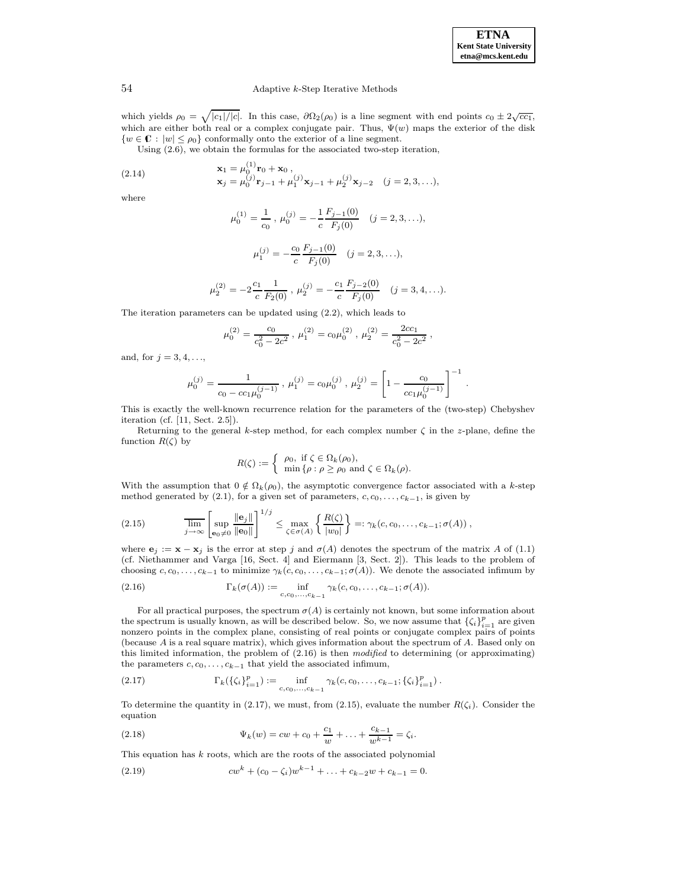which yields $\rho_0 = \sqrt{|c_1|/|c|}$. In this case, $\partial\Omega_2(\rho_0)$ is a line segment with end points $c_0 \pm 2\sqrt{cc_1}$, which are either both real or a complex conjugate pair. Thus, $\Psi(w)$ maps the exterior of the disk $\{w \in \mathbb{C} : |w| \leq \rho_0\}$ conformally onto the exterior of a line segment.

Using (2.6), we obtain the formulas for the associated two-step iteration,

$$
\begin{aligned}
&\mathbf{x}_1 = \mu_0^{(1)}\mathbf{r}_0 + \mathbf{x}_0 ,\\
&\mathbf{x}_j = \mu_0^{(j)}\mathbf{r}_{j-1} + \mu_1^{(j)}\mathbf{x}_{j-1} + \mu_2^{(j)}\mathbf{x}_{j-2} \quad (j = 2, 3, \ldots),
\end{aligned}
\tag{2.14}
$$

where

$$
\mu_0^{(1)} = \frac{1}{c_0} \, , \; \mu_0^{(j)} = -\frac{1}{c}\frac{F_{j-1}(0)}{F_j(0)} \quad (j = 2, 3, \ldots),
$$

$$
\mu_1^{(j)} = -\frac{c_0}{c}\frac{F_{j-1}(0)}{F_j(0)} \quad (j = 2, 3, \ldots),
$$

$$
\mu_2^{(2)} = -2\frac{c_1}{c}\frac{1}{F_2(0)} \, , \; \mu_2^{(j)} = -\frac{c_1}{c}\frac{F_{j-2}(0)}{F_j(0)} \quad (j = 3, 4, \ldots).
$$

The iteration parameters can be updated using (2.2), which leads to

$$
\mu_0^{(2)} = \frac{c_0}{c_0^2 - 2c^2} \, , \; \mu_1^{(2)} = c_0\mu_0^{(2)} \, , \; \mu_2^{(2)} = \frac{2cc_1}{c_0^2 - 2c^2} \, ,
$$

and, for $j = 3, 4, \ldots$,

$$
\mu_0^{(j)} = \frac{1}{c_0 - cc_1\mu_0^{(j-1)}} \, , \; \mu_1^{(j)} = c_0\mu_0^{(j)} \, , \; \mu_2^{(j)} = \left[1 - \frac{c_0}{cc_1\mu_0^{(j-1)}}\right]^{-1} .
$$

This is exactly the well-known recurrence relation for the parameters of the (two-step) Chebyshev iteration (cf. [11, Sect. 2.5]).

Returning to the general $k$-step method, for each complex number $\zeta$ in the $z$-plane, define the function $R(\zeta)$ by

$$
R(\zeta) := \begin{cases} \rho_0, \text{ if } \zeta \in \Omega_k(\rho_0), \\ \min\{\rho : \rho \geq \rho_0 \text{ and } \zeta \in \Omega_k(\rho). \end{cases}
$$

With the assumption that $0 \notin \Omega_k(\rho_0)$, the asymptotic convergence factor associated with a $k$-step method generated by (2.1), for a given set of parameters, $c, c_0, \ldots, c_{k-1}$, is given by

$$
\overline{\lim_{j\to\infty}}\left[\sup_{\mathbf{e}_0\neq 0}\frac{\|\mathbf{e}_j\|}{\|\mathbf{e}_0\|}\right]^{1/j} \leq \max_{\zeta\in\sigma(A)}\left\{\frac{R(\zeta)}{|w_0|}\right\} =: \gamma_k(c, c_0, \ldots, c_{k-1}; \sigma(A)) \, ,
\tag{2.15}
$$

where $\mathbf{e}_j := \mathbf{x} - \mathbf{x}_j$ is the error at step $j$ and $\sigma(A)$ denotes the spectrum of the matrix $A$ of (1.1) (cf. Niethammer and Varga [16, Sect. 4] and Eiermann [3, Sect. 2]). This leads to the problem of choosing $c, c_0, \ldots, c_{k-1}$ to minimize $\gamma_k(c, c_0, \ldots, c_{k-1}; \sigma(A))$. We denote the associated infimum by

$$
\Gamma_k(\sigma(A)) := \inf_{c, c_0, \ldots, c_{k-1}} \gamma_k(c, c_0, \ldots, c_{k-1}; \sigma(A)).
\tag{2.16}
$$

For all practical purposes, the spectrum $\sigma(A)$ is certainly not known, but some information about the spectrum is usually known, as will be described below. So, we now assume that $\{\zeta_i\}_{i=1}^p$ are given nonzero points in the complex plane, consisting of real points or conjugate complex pairs of points (because $A$ is a real square matrix), which gives information about the spectrum of $A$. Based only on this limited information, the problem of (2.16) is then *modified* to determining (or approximating) the parameters $c, c_0, \ldots, c_{k-1}$ that yield the associated infimum,

$$
\Gamma_k(\{\zeta_i\}_{i=1}^p) := \inf_{c, c_0, \ldots, c_{k-1}} \gamma_k(c, c_0, \ldots, c_{k-1}; \{\zeta_i\}_{i=1}^p) \, .
\tag{2.17}
$$

To determine the quantity in (2.17), we must, from (2.15), evaluate the number $R(\zeta_i)$. Consider the equation

$$
\Psi_k(w) = cw + c_0 + \frac{c_1}{w} + \ldots + \frac{c_{k-1}}{w^{k-1}} = \zeta_i.
\tag{2.18}
$$

This equation has $k$ roots, which are the roots of the associated polynomial

$$
cw^k + (c_0 - \zeta_i)w^{k-1} + \ldots + c_{k-2}w + c_{k-1} = 0.
\tag{2.19}
$$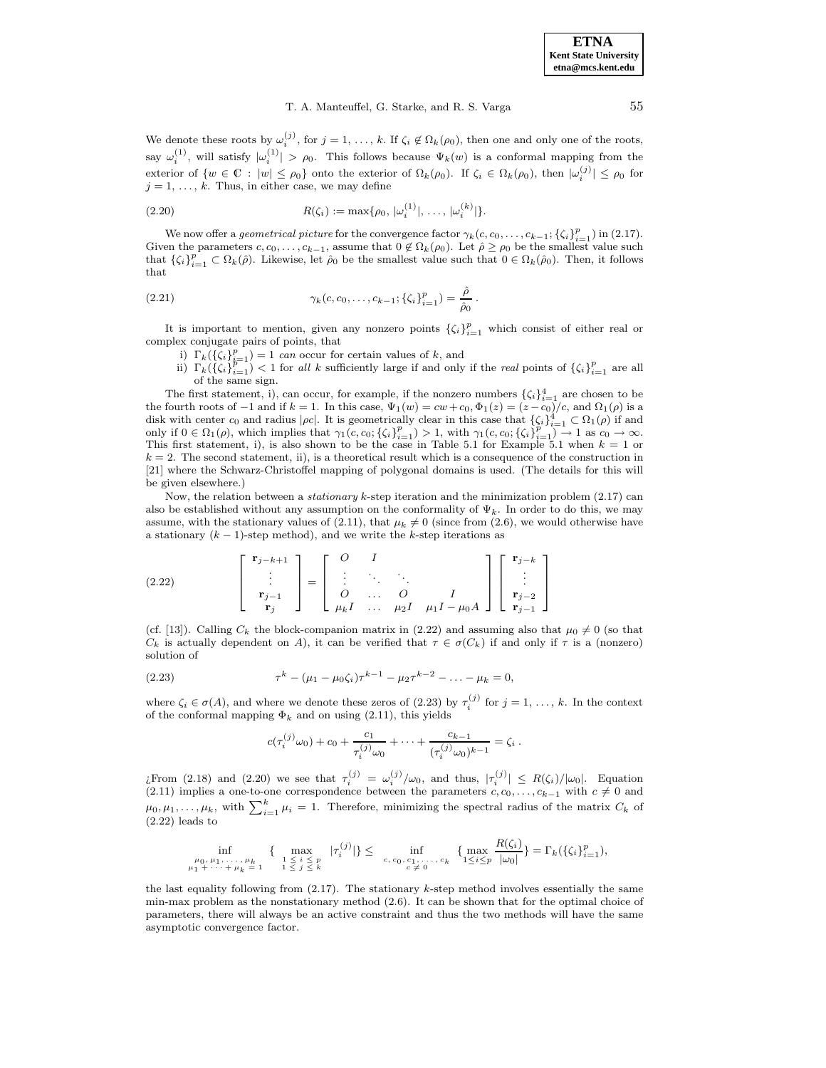We denote these roots by $\omega_i^{(j)}$, for $j = 1, \ldots, k$. If $\zeta_i \notin \Omega_k(\rho_0)$, then one and only one of the roots, say $\omega_i^{(1)}$, will satisfy $|\omega_i^{(1)}| > \rho_0$. This follows because $\Psi_k(w)$ is a conformal mapping from the exterior of $\{w \in \mathbb{C} : |w| \le \rho_0\}$ onto the exterior of $\Omega_k(\rho_0)$. If $\zeta_i \in \Omega_k(\rho_0)$, then $|\omega_i^{(j)}| \le \rho_0$ for $j = 1, \ldots, k$. Thus, in either case, we may define

$$R(\zeta_i) := \max\{\rho_0, |\omega_i^{(1)}|, \ldots, |\omega_i^{(k)}|\}. \tag{2.20}$$

We now offer a *geometrical picture* for the convergence factor $\gamma_k(c, c_0, \ldots, c_{k-1}; \{\zeta_i\}_{i=1}^p)$ in (2.17). Given the parameters $c, c_0, \ldots, c_{k-1}$, assume that $0 \notin \Omega_k(\rho_0)$. Let $\hat{\rho} \ge \rho_0$ be the smallest value such that $\{\zeta_i\}_{i=1}^p \subset \Omega_k(\hat{\rho})$. Likewise, let $\hat{\rho}_0$ be the smallest value such that $0 \in \Omega_k(\hat{\rho}_0)$. Then, it follows that

$$\gamma_k(c, c_0, \ldots, c_{k-1}; \{\zeta_i\}_{i=1}^p) = \frac{\hat{\rho}}{\hat{\rho}_0}. \tag{2.21}$$

It is important to mention, given any nonzero points $\{\zeta_i\}_{i=1}^p$ which consist of either real or complex conjugate pairs of points, that

i) $\Gamma_k(\{\zeta_i\}_{i=1}^p) = 1$ *can* occur for certain values of $k$, and
ii) $\Gamma_k(\{\zeta_i\}_{i=1}^p) < 1$ for *all* $k$ sufficiently large if and only if the *real* points of $\{\zeta_i\}_{i=1}^p$ are all of the same sign.

The first statement, i), can occur, for example, if the nonzero numbers $\{\zeta_i\}_{i=1}^4$ are chosen to be the fourth roots of $-1$ and if $k = 1$. In this case, $\Psi_1(w) = cw + c_0$, $\Phi_1(z) = (z - c_0)/c$, and $\Omega_1(\rho)$ is a disk with center $c_0$ and radius $|\rho c|$. It is geometrically clear in this case that $\{\zeta_i\}_{i=1}^4 \subset \Omega_1(\rho)$ if and only if $0 \in \Omega_1(\rho)$, which implies that $\gamma_1(c, c_0; \{\zeta_i\}_{i=1}^p) > 1$, with $\gamma_1(c, c_0; \{\zeta_i\}_{i=1}^p) \to 1$ as $c_0 \to \infty$. This first statement, i), is also shown to be the case in Table 5.1 for Example 5.1 when $k = 1$ or $k = 2$. The second statement, ii), is a theoretical result which is a consequence of the construction in [21] where the Schwarz-Christoffel mapping of polygonal domains is used. (The details for this will be given elsewhere.)

Now, the relation between a *stationary* $k$-step iteration and the minimization problem (2.17) can also be established without any assumption on the conformality of $\Psi_k$. In order to do this, we may assume, with the stationary values of (2.11), that $\mu_k \ne 0$ (since from (2.6), we would otherwise have a stationary $(k-1)$-step method), and we write the $k$-step iterations as

$$\begin{bmatrix} \mathbf{r}_{j-k+1} \\ \vdots \\ \mathbf{r}_{j-1} \\ \mathbf{r}_j \end{bmatrix} = \begin{bmatrix} O & I & & \\ \vdots & \ddots & \ddots & \\ O & \ldots & O & I \\ \mu_k I & \ldots & \mu_2 I & \mu_1 I - \mu_0 A \end{bmatrix} \begin{bmatrix} \mathbf{r}_{j-k} \\ \vdots \\ \mathbf{r}_{j-2} \\ \mathbf{r}_{j-1} \end{bmatrix} \tag{2.22}$$

(cf. [13]). Calling $C_k$ the block-companion matrix in (2.22) and assuming also that $\mu_0 \ne 0$ (so that $C_k$ is actually dependent on $A$), it can be verified that $\tau \in \sigma(C_k)$ if and only if $\tau$ is a (nonzero) solution of

$$\tau^k - (\mu_1 - \mu_0 \zeta_i)\tau^{k-1} - \mu_2 \tau^{k-2} - \ldots - \mu_k = 0, \tag{2.23}$$

where $\zeta_i \in \sigma(A)$, and where we denote these zeros of (2.23) by $\tau_i^{(j)}$ for $j = 1, \ldots, k$. In the context of the conformal mapping $\Phi_k$ and on using (2.11), this yields

$$c(\tau_i^{(j)}\omega_0) + c_0 + \frac{c_1}{\tau_i^{(j)}\omega_0} + \cdots + \frac{c_{k-1}}{(\tau_i^{(j)}\omega_0)^{k-1}} = \zeta_i\,.$$

¿From (2.18) and (2.20) we see that $\tau_i^{(j)} = \omega_i^{(j)}/\omega_0$, and thus, $|\tau_i^{(j)}| \le R(\zeta_i)/|\omega_0|$. Equation (2.11) implies a one-to-one correspondence between the parameters $c, c_0, \ldots, c_{k-1}$ with $c \ne 0$ and $\mu_0, \mu_1, \ldots, \mu_k$, with $\sum_{i=1}^k \mu_i = 1$. Therefore, minimizing the spectral radius of the matrix $C_k$ of (2.22) leads to

$$\inf_{\substack{\mu_0, \mu_1, \ldots, \mu_k \\ \mu_1 + \cdots + \mu_k = 1}} \{ \max_{\substack{1 \le i \le p \\ 1 \le j \le k}} |\tau_i^{(j)}| \} \le \inf_{\substack{c, c_0, c_1, \ldots, c_k \\ c \ne 0}} \{ \max_{1 \le i \le p} \frac{R(\zeta_i)}{|\omega_0|} \} = \Gamma_k(\{\zeta_i\}_{i=1}^p),$$

the last equality following from (2.17). The stationary $k$-step method involves essentially the same min-max problem as the nonstationary method (2.6). It can be shown that for the optimal choice of parameters, there will always be an active constraint and thus the two methods will have the same asymptotic convergence factor.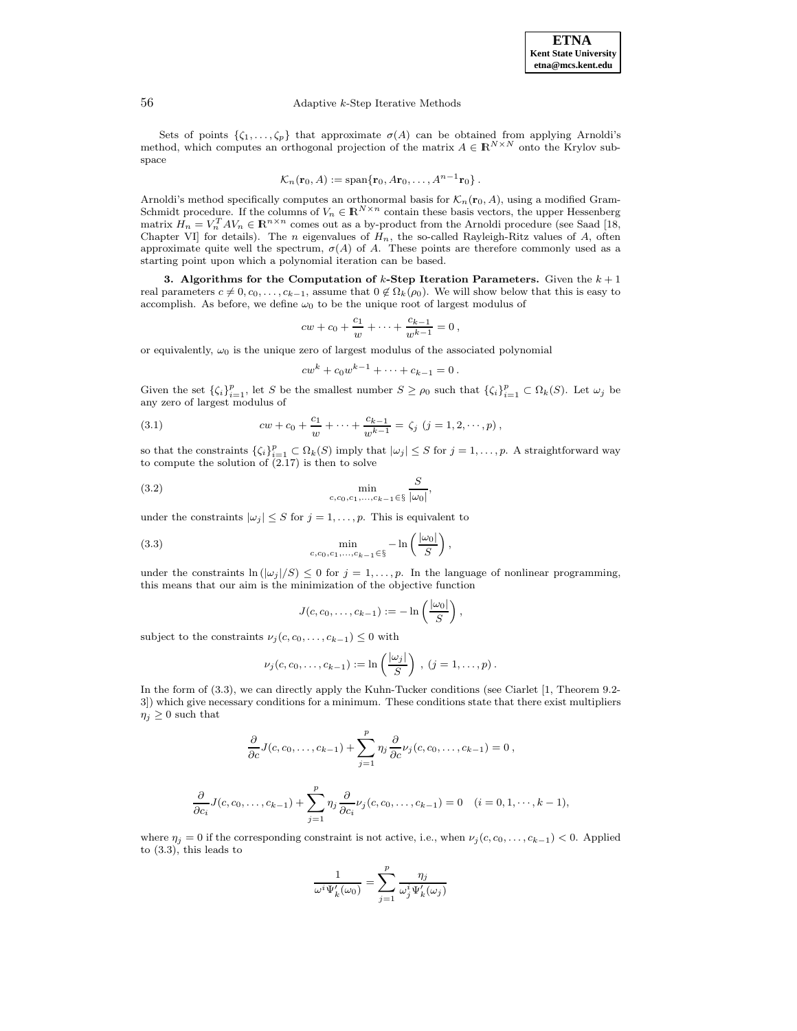Sets of points $\{\zeta_1, \ldots, \zeta_p\}$ that approximate $\sigma(A)$ can be obtained from applying Arnoldi's method, which computes an orthogonal projection of the matrix $A \in \mathbb{R}^{N \times N}$ onto the Krylov subspace

$$\mathcal{K}_n(\mathbf{r}_0, A) := \operatorname{span}\{\mathbf{r}_0, A\mathbf{r}_0, \ldots, A^{n-1}\mathbf{r}_0\}.$$

Arnoldi's method specifically computes an orthonormal basis for $\mathcal{K}_n(\mathbf{r}_0, A)$, using a modified Gram-Schmidt procedure. If the columns of $V_n \in \mathbb{R}^{N \times n}$ contain these basis vectors, the upper Hessenberg matrix $H_n = V_n^T A V_n \in \mathbb{R}^{n \times n}$ comes out as a by-product from the Arnoldi procedure (see Saad [18, Chapter VI] for details). The $n$ eigenvalues of $H_n$, the so-called Rayleigh-Ritz values of $A$, often approximate quite well the spectrum, $\sigma(A)$ of $A$. These points are therefore commonly used as a starting point upon which a polynomial iteration can be based.

## 3. Algorithms for the Computation of $k$-Step Iteration Parameters.

Given the $k+1$ real parameters $c \neq 0, c_0, \ldots, c_{k-1}$, assume that $0 \notin \Omega_k(\rho_0)$. We will show below that this is easy to accomplish. As before, we define $\omega_0$ to be the unique root of largest modulus of

$$cw + c_0 + \frac{c_1}{w} + \cdots + \frac{c_{k-1}}{w^{k-1}} = 0,$$

or equivalently, $\omega_0$ is the unique zero of largest modulus of the associated polynomial

$$cw^k + c_0 w^{k-1} + \cdots + c_{k-1} = 0.$$

Given the set $\{\zeta_i\}_{i=1}^p$, let $S$ be the smallest number $S \geq \rho_0$ such that $\{\zeta_i\}_{i=1}^p \subset \Omega_k(S)$. Let $\omega_j$ be any zero of largest modulus of

$$cw + c_0 + \frac{c_1}{w} + \cdots + \frac{c_{k-1}}{w^{k-1}} = \zeta_j \ (j = 1, 2, \cdots, p), \tag{3.1}$$

so that the constraints $\{\zeta_i\}_{i=1}^p \subset \Omega_k(S)$ imply that $|\omega_j| \leq S$ for $j = 1, \ldots, p$. A straightforward way to compute the solution of (2.17) is then to solve

$$\min_{c, c_0, c_1, \ldots, c_{k-1} \in \S} \frac{S}{|\omega_0|}, \tag{3.2}$$

under the constraints $|\omega_j| \leq S$ for $j = 1, \ldots, p$. This is equivalent to

$$\min_{c, c_0, c_1, \ldots, c_{k-1} \in \S} -\ln\left(\frac{|\omega_0|}{S}\right), \tag{3.3}$$

under the constraints $\ln(|\omega_j|/S) \leq 0$ for $j = 1, \ldots, p$. In the language of nonlinear programming, this means that our aim is the minimization of the objective function

$$J(c, c_0, \ldots, c_{k-1}) := -\ln\left(\frac{|\omega_0|}{S}\right),$$

subject to the constraints $\nu_j(c, c_0, \ldots, c_{k-1}) \leq 0$ with

$$\nu_j(c, c_0, \ldots, c_{k-1}) := \ln\left(\frac{|\omega_j|}{S}\right), \ (j = 1, \ldots, p).$$

In the form of (3.3), we can directly apply the Kuhn-Tucker conditions (see Ciarlet [1, Theorem 9.2-3]) which give necessary conditions for a minimum. These conditions state that there exist multipliers $\eta_j \geq 0$ such that

$$\frac{\partial}{\partial c} J(c, c_0, \ldots, c_{k-1}) + \sum_{j=1}^{p} \eta_j \frac{\partial}{\partial c} \nu_j(c, c_0, \ldots, c_{k-1}) = 0,$$

$$\frac{\partial}{\partial c_i} J(c, c_0, \ldots, c_{k-1}) + \sum_{j=1}^{p} \eta_j \frac{\partial}{\partial c_i} \nu_j(c, c_0, \ldots, c_{k-1}) = 0 \quad (i = 0, 1, \cdots, k-1),$$

where $\eta_j = 0$ if the corresponding constraint is not active, i.e., when $\nu_j(c, c_0, \ldots, c_{k-1}) < 0$. Applied to (3.3), this leads to

$$\frac{1}{\omega^i \Psi_k'(\omega_0)} = \sum_{j=1}^{p} \frac{\eta_j}{\omega_j^i \Psi_k'(\omega_j)}$$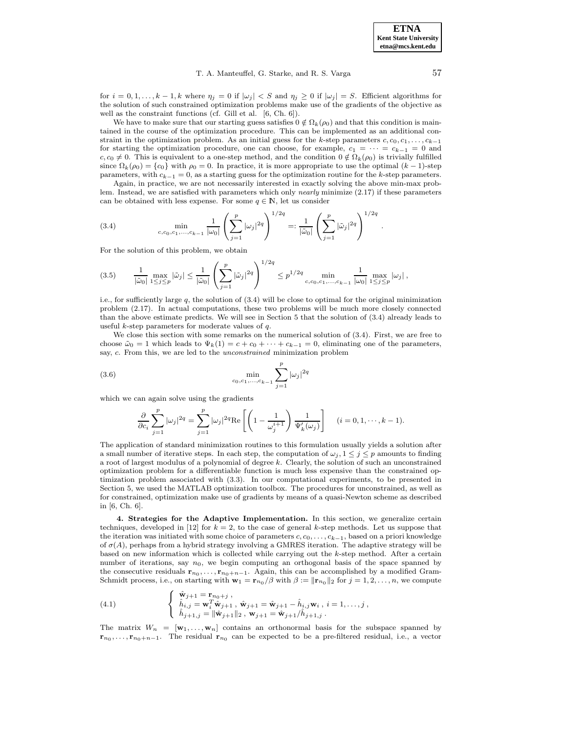for $i = 0, 1, \ldots, k-1, k$ where $\eta_j = 0$ if $|\omega_j| < S$ and $\eta_j \geq 0$ if $|\omega_j| = S$. Efficient algorithms for the solution of such constrained optimization problems make use of the gradients of the objective as well as the constraint functions (cf. Gill et al. [6, Ch. 6]).

We have to make sure that our starting guess satisfies $0 \notin \Omega_k(\rho_0)$ and that this condition is maintained in the course of the optimization procedure. This can be implemented as an additional constraint in the optimization problem. As an initial guess for the $k$-step parameters $c, c_0, c_1, \ldots, c_{k-1}$ for starting the optimization procedure, one can choose, for example, $c_1 = \cdots = c_{k-1} = 0$ and $c, c_0 \neq 0$. This is equivalent to a one-step method, and the condition $0 \notin \Omega_k(\rho_0)$ is trivially fulfilled since $\Omega_k(\rho_0) = \{c_0\}$ with $\rho_0 = 0$. In practice, it is more appropriate to use the optimal $(k-1)$-step parameters, with $c_{k-1} = 0$, as a starting guess for the optimization routine for the $k$-step parameters.

Again, in practice, we are not necessarily interested in exactly solving the above min-max problem. Instead, we are satisfied with parameters which only *nearly* minimize (2.17) if these parameters can be obtained with less expense. For some $q \in \mathbb{N}$, let us consider

$$
\min_{c, c_0, c_1, \ldots, c_{k-1}} \frac{1}{|\omega_0|} \left( \sum_{j=1}^{p} |\omega_j|^{2q} \right)^{1/2q} =: \frac{1}{|\tilde{\omega}_0|} \left( \sum_{j=1}^{p} |\tilde{\omega}_j|^{2q} \right)^{1/2q}. \tag{3.4}
$$

For the solution of this problem, we obtain

$$
\frac{1}{|\tilde{\omega}_0|} \max_{1 \leq j \leq p} |\tilde{\omega}_j| \leq \frac{1}{|\tilde{\omega}_0|} \left( \sum_{j=1}^{p} |\tilde{\omega}_j|^{2q} \right)^{1/2q} \leq p^{1/2q} \min_{c, c_0, c_1, \ldots, c_{k-1}} \frac{1}{|\omega_0|} \max_{1 \leq j \leq p} |\omega_j|, \tag{3.5}
$$

i.e., for sufficiently large $q$, the solution of (3.4) will be close to optimal for the original minimization problem (2.17). In actual computations, these two problems will be much more closely connected than the above estimate predicts. We will see in Section 5 that the solution of (3.4) already leads to useful $k$-step parameters for moderate values of $q$.

We close this section with some remarks on the numerical solution of (3.4). First, we are free to choose $\tilde{\omega}_0 = 1$ which leads to $\Psi_k(1) = c + c_0 + \cdots + c_{k-1} = 0$, eliminating one of the parameters, say, $c$. From this, we are led to the *unconstrained* minimization problem

$$
\min_{c_0, c_1, \ldots, c_{k-1}} \sum_{j=1}^{p} |\omega_j|^{2q} \tag{3.6}
$$

which we can again solve using the gradients

$$
\frac{\partial}{\partial c_i} \sum_{j=1}^{p} |\omega_j|^{2q} = \sum_{j=1}^{p} |\omega_j|^{2q} \mathrm{Re} \left[ \left( 1 - \frac{1}{\omega_j^{i+1}} \right) \frac{1}{\Psi_k'(\omega_j)} \right] \qquad (i = 0, 1, \cdots, k-1).
$$

The application of standard minimization routines to this formulation usually yields a solution after a small number of iterative steps. In each step, the computation of $\omega_j, 1 \leq j \leq p$ amounts to finding a root of largest modulus of a polynomial of degree $k$. Clearly, the solution of such an unconstrained optimization problem for a differentiable function is much less expensive than the constrained optimization problem associated with (3.3). In our computational experiments, to be presented in Section 5, we used the MATLAB optimization toolbox. The procedures for unconstrained, as well as for constrained, optimization make use of gradients by means of a quasi-Newton scheme as described in [6, Ch. 6].

## 4. Strategies for the Adaptive Implementation.

In this section, we generalize certain techniques, developed in [12] for $k = 2$, to the case of general $k$-step methods. Let us suppose that the iteration was initiated with some choice of parameters $c, c_0, \ldots, c_{k-1}$, based on a priori knowledge of $\sigma(A)$, perhaps from a hybrid strategy involving a GMRES iteration. The adaptive strategy will be based on new information which is collected while carrying out the $k$-step method. After a certain number of iterations, say $n_0$, we begin computing an orthogonal basis of the space spanned by the consecutive residuals $\mathbf{r}_{n_0}, \ldots, \mathbf{r}_{n_0+n-1}$. Again, this can be accomplished by a modified Gram-Schmidt process, i.e., on starting with $\mathbf{w}_1 = \mathbf{r}_{n_0}/\beta$ with $\beta := \|\mathbf{r}_{n_0}\|_2$ for $j = 1, 2, \ldots, n$, we compute

$$
\begin{cases}
\hat{\mathbf{w}}_{j+1} = \mathbf{r}_{n_0+j}, \\
\hat{h}_{i,j} = \mathbf{w}_i^T \hat{\mathbf{w}}_{j+1}, \ \hat{\mathbf{w}}_{j+1} = \hat{\mathbf{w}}_{j+1} - \hat{h}_{i,j} \mathbf{w}_i, \ i = 1, \ldots, j, \\
\hat{h}_{j+1,j} = \|\hat{\mathbf{w}}_{j+1}\|_2, \ \mathbf{w}_{j+1} = \hat{\mathbf{w}}_{j+1}/\hat{h}_{j+1,j}.
\end{cases} \tag{4.1}
$$

The matrix $W_n = [\mathbf{w}_1, \ldots, \mathbf{w}_n]$ contains an orthonormal basis for the subspace spanned by $\mathbf{r}_{n_0}, \ldots, \mathbf{r}_{n_0+n-1}$. The residual $\mathbf{r}_{n_0}$ can be expected to be a pre-filtered residual, i.e., a vector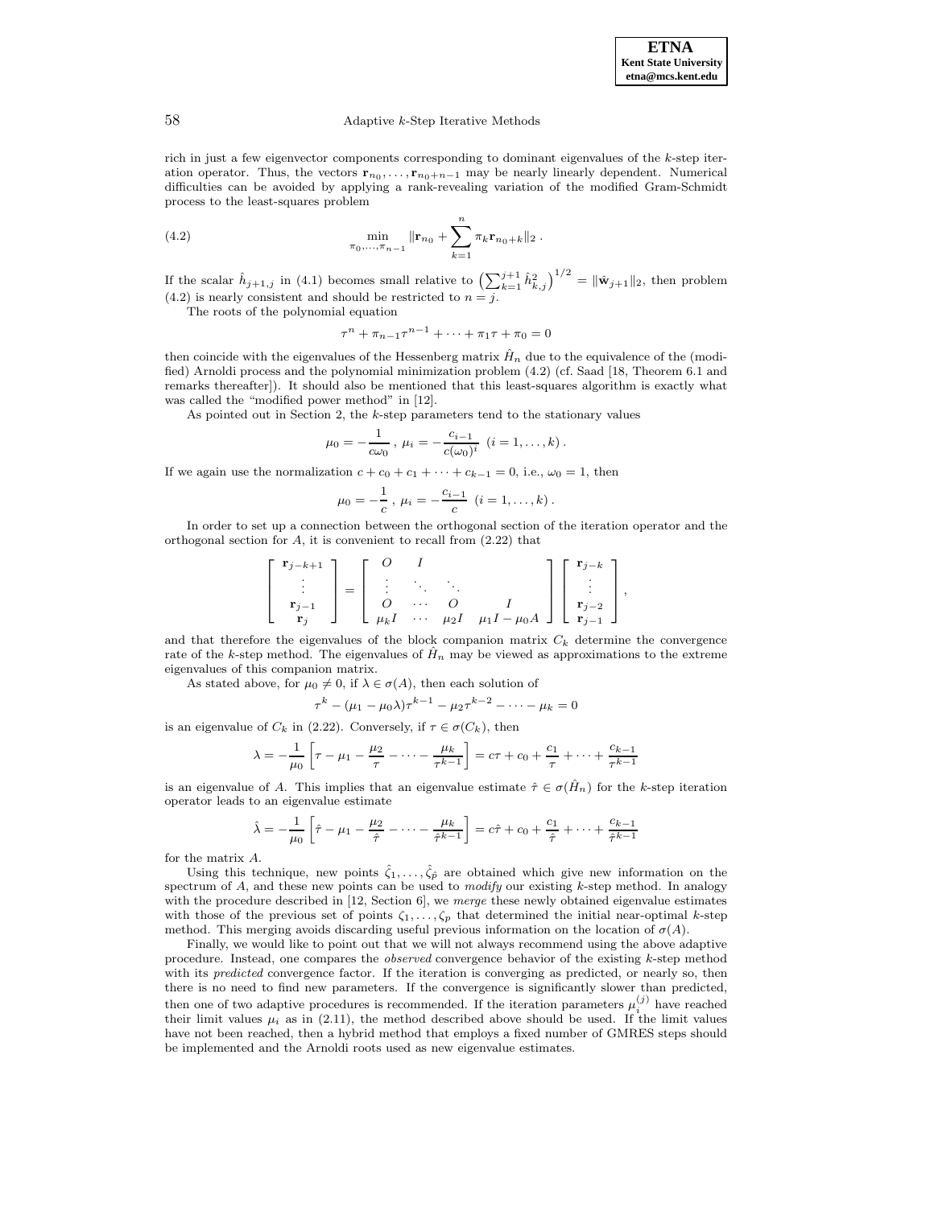rich in just a few eigenvector components corresponding to dominant eigenvalues of the $k$-step iteration operator. Thus, the vectors $\mathbf{r}_{n_0}, \ldots, \mathbf{r}_{n_0+n-1}$ may be nearly linearly dependent. Numerical difficulties can be avoided by applying a rank-revealing variation of the modified Gram-Schmidt process to the least-squares problem

$$\min_{\pi_0,\ldots,\pi_{n-1}} \|\mathbf{r}_{n_0} + \sum_{k=1}^{n} \pi_k \mathbf{r}_{n_0+k}\|_2 \,. \tag{4.2}$$

If the scalar $\hat{h}_{j+1,j}$ in (4.1) becomes small relative to $\left(\sum_{k=1}^{j+1} \hat{h}_{k,j}^2\right)^{1/2} = \|\hat{\mathbf{w}}_{j+1}\|_2$, then problem (4.2) is nearly consistent and should be restricted to $n = j$.

The roots of the polynomial equation

$$\tau^n + \pi_{n-1}\tau^{n-1} + \cdots + \pi_1\tau + \pi_0 = 0$$

then coincide with the eigenvalues of the Hessenberg matrix $\hat{H}_n$ due to the equivalence of the (modified) Arnoldi process and the polynomial minimization problem (4.2) (cf. Saad [18, Theorem 6.1 and remarks thereafter]). It should also be mentioned that this least-squares algorithm is exactly what was called the "modified power method" in [12].

As pointed out in Section 2, the $k$-step parameters tend to the stationary values

$$\mu_0 = -\frac{1}{c\omega_0} \,,\; \mu_i = -\frac{c_{i-1}}{c(\omega_0)^i} \;\; (i = 1, \ldots, k) \,.$$

If we again use the normalization $c + c_0 + c_1 + \cdots + c_{k-1} = 0$, i.e., $\omega_0 = 1$, then

$$\mu_0 = -\frac{1}{c} \,,\; \mu_i = -\frac{c_{i-1}}{c} \;\; (i = 1, \ldots, k) \,.$$

In order to set up a connection between the orthogonal section of the iteration operator and the orthogonal section for $A$, it is convenient to recall from (2.22) that

$$\begin{bmatrix} \mathbf{r}_{j-k+1} \\ \vdots \\ \mathbf{r}_{j-1} \\ \mathbf{r}_j \end{bmatrix} = \begin{bmatrix} O & I & & \\ \vdots & \ddots & \ddots & \\ O & \cdots & O & I \\ \mu_k I & \cdots & \mu_2 I & \mu_1 I - \mu_0 A \end{bmatrix} \begin{bmatrix} \mathbf{r}_{j-k} \\ \vdots \\ \mathbf{r}_{j-2} \\ \mathbf{r}_{j-1} \end{bmatrix},$$

and that therefore the eigenvalues of the block companion matrix $C_k$ determine the convergence rate of the $k$-step method. The eigenvalues of $\hat{H}_n$ may be viewed as approximations to the extreme eigenvalues of this companion matrix.

As stated above, for $\mu_0 \neq 0$, if $\lambda \in \sigma(A)$, then each solution of

$$\tau^k - (\mu_1 - \mu_0\lambda)\tau^{k-1} - \mu_2\tau^{k-2} - \cdots - \mu_k = 0$$

is an eigenvalue of $C_k$ in (2.22). Conversely, if $\tau \in \sigma(C_k)$, then

$$\lambda = -\frac{1}{\mu_0}\left[\tau - \mu_1 - \frac{\mu_2}{\tau} - \cdots - \frac{\mu_k}{\tau^{k-1}}\right] = c\tau + c_0 + \frac{c_1}{\tau} + \cdots + \frac{c_{k-1}}{\tau^{k-1}}$$

is an eigenvalue of $A$. This implies that an eigenvalue estimate $\hat{\tau} \in \sigma(\hat{H}_n)$ for the $k$-step iteration operator leads to an eigenvalue estimate

$$\hat{\lambda} = -\frac{1}{\mu_0}\left[\hat{\tau} - \mu_1 - \frac{\mu_2}{\hat{\tau}} - \cdots - \frac{\mu_k}{\hat{\tau}^{k-1}}\right] = c\hat{\tau} + c_0 + \frac{c_1}{\hat{\tau}} + \cdots + \frac{c_{k-1}}{\hat{\tau}^{k-1}}$$

for the matrix $A$.

Using this technique, new points $\hat{\zeta}_1, \ldots, \hat{\zeta}_{\hat{p}}$ are obtained which give new information on the spectrum of $A$, and these new points can be used to *modify* our existing $k$-step method. In analogy with the procedure described in [12, Section 6], we *merge* these newly obtained eigenvalue estimates with those of the previous set of points $\zeta_1, \ldots, \zeta_p$ that determined the initial near-optimal $k$-step method. This merging avoids discarding useful previous information on the location of $\sigma(A)$.

Finally, we would like to point out that we will not always recommend using the above adaptive procedure. Instead, one compares the *observed* convergence behavior of the existing $k$-step method with its *predicted* convergence factor. If the iteration is converging as predicted, or nearly so, then there is no need to find new parameters. If the convergence is significantly slower than predicted, then one of two adaptive procedures is recommended. If the iteration parameters $\mu_i^{(j)}$ have reached their limit values $\mu_i$ as in (2.11), the method described above should be used. If the limit values have not been reached, then a hybrid method that employs a fixed number of GMRES steps should be implemented and the Arnoldi roots used as new eigenvalue estimates.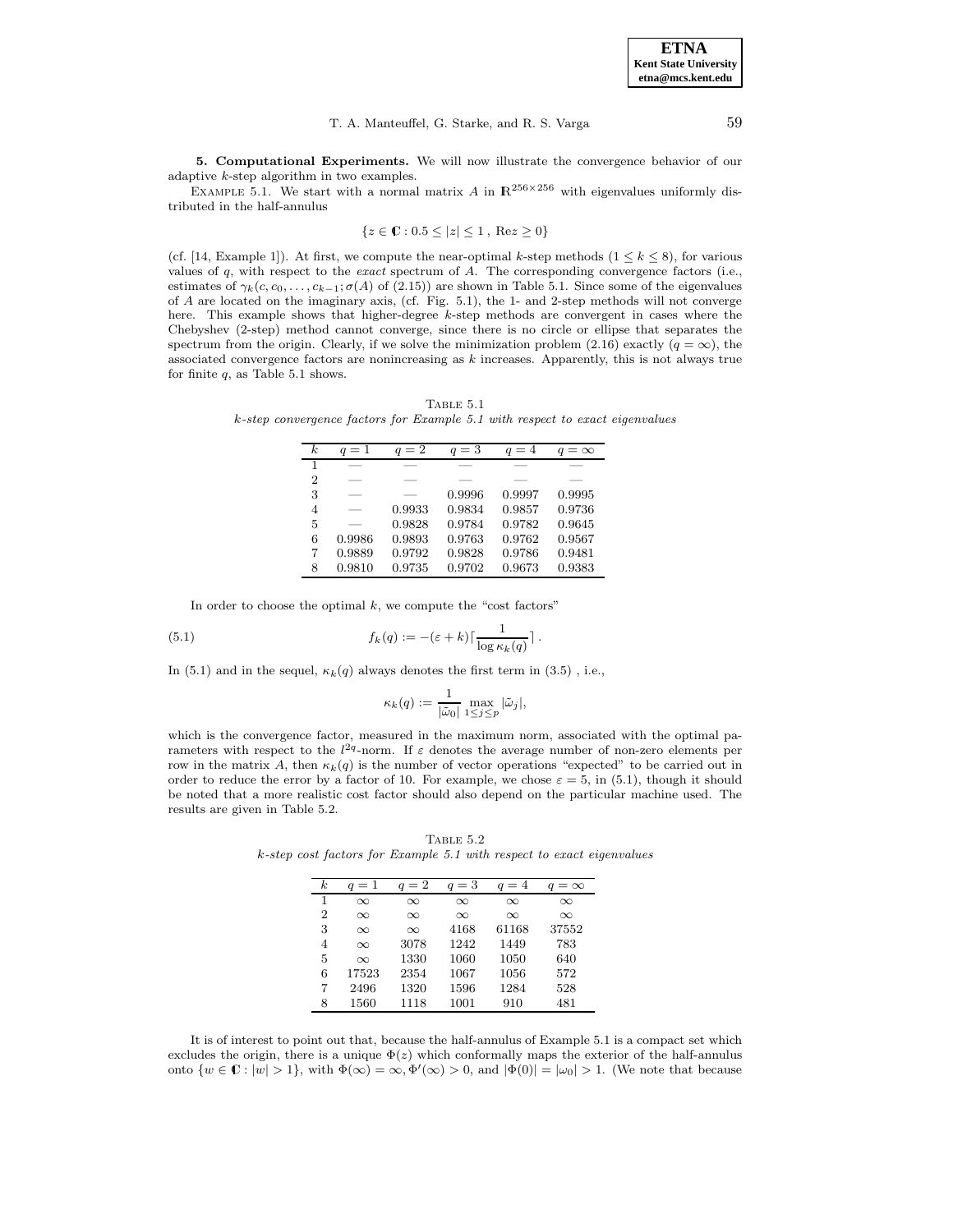**5. Computational Experiments.** We will now illustrate the convergence behavior of our adaptive $k$-step algorithm in two examples.

Example 5.1. We start with a normal matrix $A$ in $\mathbb{R}^{256\times 256}$ with eigenvalues uniformly distributed in the half-annulus

$$\{z \in \mathbb{C} : 0.5 \leq |z| \leq 1\ ,\ \mathrm{Re} z \geq 0\}$$

(cf. [14, Example 1]). At first, we compute the near-optimal $k$-step methods ($1 \leq k \leq 8$), for various values of $q$, with respect to the *exact* spectrum of $A$. The corresponding convergence factors (i.e., estimates of $\gamma_k(c, c_0, \ldots, c_{k-1}; \sigma(A)$ of (2.15)) are shown in Table 5.1. Since some of the eigenvalues of $A$ are located on the imaginary axis, (cf. Fig. 5.1), the 1- and 2-step methods will not converge here. This example shows that higher-degree $k$-step methods are convergent in cases where the Chebyshev (2-step) method cannot converge, since there is no circle or ellipse that separates the spectrum from the origin. Clearly, if we solve the minimization problem (2.16) exactly ($q = \infty$), the associated convergence factors are nonincreasing as $k$ increases. Apparently, this is not always true for finite $q$, as Table 5.1 shows.

Table 5.1
*$k$-step convergence factors for Example 5.1 with respect to exact eigenvalues*

| $k$ | $q=1$ | $q=2$ | $q=3$ | $q=4$ | $q=\infty$ |
|---|---|---|---|---|---|
| 1 | — | — | — | — | — |
| 2 | — | — | — | — | — |
| 3 | — | — | 0.9996 | 0.9997 | 0.9995 |
| 4 | — | 0.9933 | 0.9834 | 0.9857 | 0.9736 |
| 5 | — | 0.9828 | 0.9784 | 0.9782 | 0.9645 |
| 6 | 0.9986 | 0.9893 | 0.9763 | 0.9762 | 0.9567 |
| 7 | 0.9889 | 0.9792 | 0.9828 | 0.9786 | 0.9481 |
| 8 | 0.9810 | 0.9735 | 0.9702 | 0.9673 | 0.9383 |

In order to choose the optimal $k$, we compute the "cost factors"

$$f_k(q) := -(\varepsilon + k)\lceil \frac{1}{\log \kappa_k(q)} \rceil \,. \tag{5.1}$$

In (5.1) and in the sequel, $\kappa_k(q)$ always denotes the first term in (3.5) , i.e.,

$$\kappa_k(q) := \frac{1}{|\tilde{\omega}_0|} \max_{1\leq j\leq p} |\tilde{\omega}_j|,$$

which is the convergence factor, measured in the maximum norm, associated with the optimal parameters with respect to the $l^{2q}$-norm. If $\varepsilon$ denotes the average number of non-zero elements per row in the matrix $A$, then $\kappa_k(q)$ is the number of vector operations "expected" to be carried out in order to reduce the error by a factor of 10. For example, we chose $\varepsilon = 5$, in (5.1), though it should be noted that a more realistic cost factor should also depend on the particular machine used. The results are given in Table 5.2.

Table 5.2
*$k$-step cost factors for Example 5.1 with respect to exact eigenvalues*

| $k$ | $q=1$ | $q=2$ | $q=3$ | $q=4$ | $q=\infty$ |
|---|---|---|---|---|---|
| 1 | $\infty$ | $\infty$ | $\infty$ | $\infty$ | $\infty$ |
| 2 | $\infty$ | $\infty$ | $\infty$ | $\infty$ | $\infty$ |
| 3 | $\infty$ | $\infty$ | 4168 | 61168 | 37552 |
| 4 | $\infty$ | 3078 | 1242 | 1449 | 783 |
| 5 | $\infty$ | 1330 | 1060 | 1050 | 640 |
| 6 | 17523 | 2354 | 1067 | 1056 | 572 |
| 7 | 2496 | 1320 | 1596 | 1284 | 528 |
| 8 | 1560 | 1118 | 1001 | 910 | 481 |

It is of interest to point out that, because the half-annulus of Example 5.1 is a compact set which excludes the origin, there is a unique $\Phi(z)$ which conformally maps the exterior of the half-annulus onto $\{w \in \mathbb{C} : |w| > 1\}$, with $\Phi(\infty) = \infty, \Phi'(\infty) > 0$, and $|\Phi(0)| = |\omega_0| > 1$. (We note that because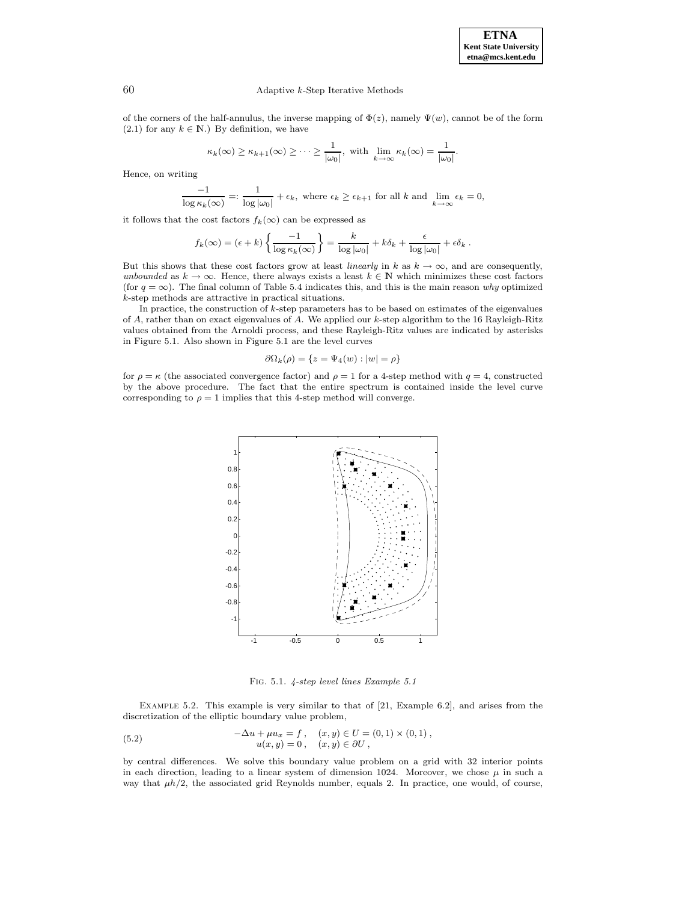of the corners of the half-annulus, the inverse mapping of $\Phi(z)$, namely $\Psi(w)$, cannot be of the form (2.1) for any $k \in \mathbb{N}$.) By definition, we have

$$\kappa_k(\infty) \geq \kappa_{k+1}(\infty) \geq \cdots \geq \frac{1}{|\omega_0|}, \text{ with } \lim_{k\to\infty} \kappa_k(\infty) = \frac{1}{|\omega_0|}.$$

Hence, on writing

$$\frac{-1}{\log \kappa_k(\infty)} =: \frac{1}{\log |\omega_0|} + \epsilon_k, \text{ where } \epsilon_k \geq \epsilon_{k+1} \text{ for all } k \text{ and } \lim_{k\to\infty} \epsilon_k = 0,$$

it follows that the cost factors $f_k(\infty)$ can be expressed as

$$f_k(\infty) = (\epsilon + k)\left\{\frac{-1}{\log \kappa_k(\infty)}\right\} = \frac{k}{\log |\omega_0|} + k\delta_k + \frac{\epsilon}{\log |\omega_0|} + \epsilon\delta_k \,.$$

But this shows that these cost factors grow at least *linearly* in $k$ as $k \to \infty$, and are consequently, *unbounded* as $k \to \infty$. Hence, there always exists a least $k \in \mathbb{N}$ which minimizes these cost factors (for $q = \infty$). The final column of Table 5.4 indicates this, and this is the main reason *why* optimized $k$-step methods are attractive in practical situations.

In practice, the construction of $k$-step parameters has to be based on estimates of the eigenvalues of $A$, rather than on exact eigenvalues of $A$. We applied our $k$-step algorithm to the 16 Rayleigh-Ritz values obtained from the Arnoldi process, and these Rayleigh-Ritz values are indicated by asterisks in Figure 5.1. Also shown in Figure 5.1 are the level curves

$$\partial\Omega_k(\rho) = \{z = \Psi_4(w) : |w| = \rho\}$$

for $\rho = \kappa$ (the associated convergence factor) and $\rho = 1$ for a 4-step method with $q = 4$, constructed by the above procedure. The fact that the entire spectrum is contained inside the level curve corresponding to $\rho = 1$ implies that this 4-step method will converge.

FIG. 5.1. *4-step level lines Example 5.1*

EXAMPLE 5.2. This example is very similar to that of [21, Example 6.2], and arises from the discretization of the elliptic boundary value problem,

$$\begin{aligned} -\Delta u + \mu u_x &= f\,, \quad (x, y) \in U = (0, 1) \times (0, 1)\,, \\ u(x, y) &= 0\,, \quad (x, y) \in \partial U\,, \end{aligned} \tag{5.2}$$

by central differences. We solve this boundary value problem on a grid with 32 interior points in each direction, leading to a linear system of dimension 1024. Moreover, we chose $\mu$ in such a way that $\mu h/2$, the associated grid Reynolds number, equals 2. In practice, one would, of course,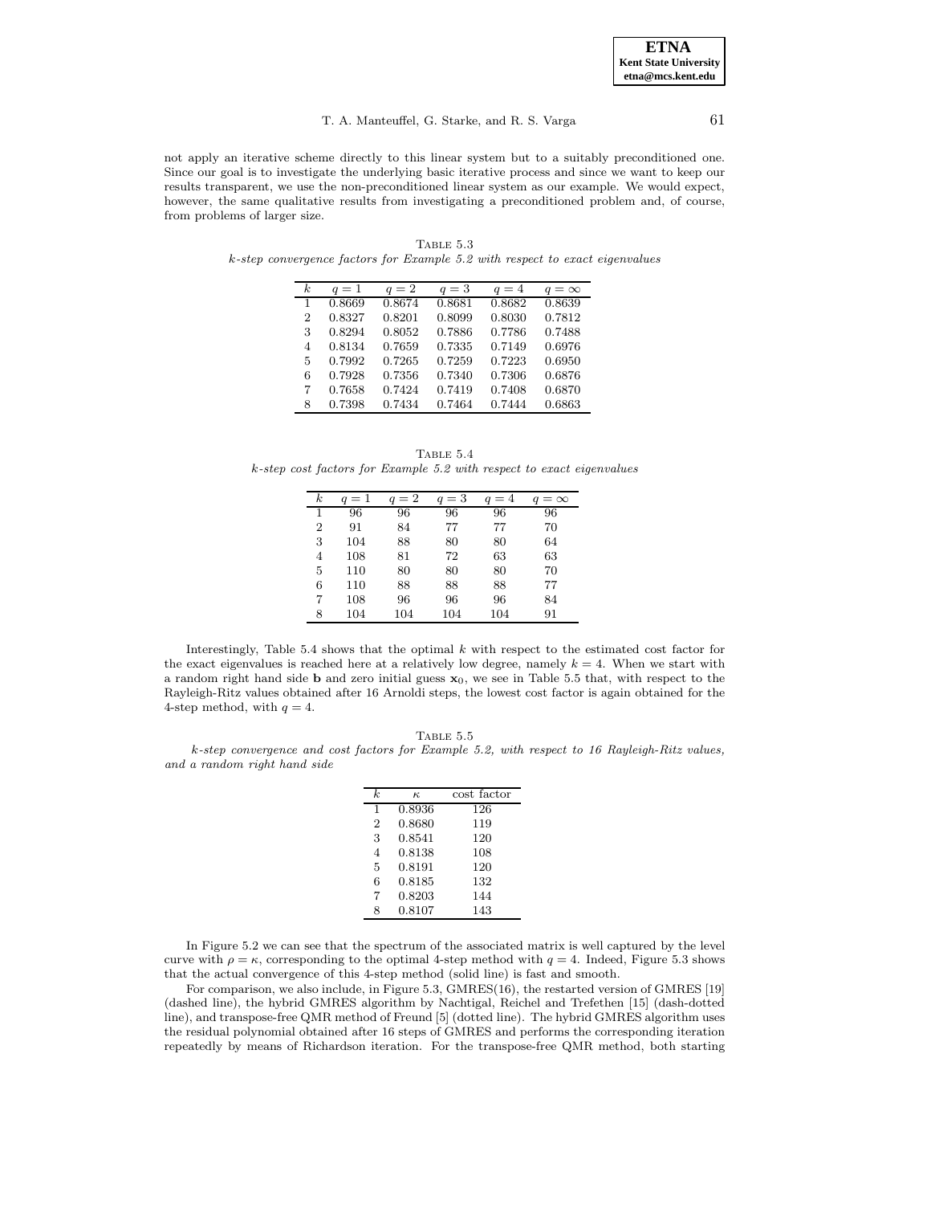not apply an iterative scheme directly to this linear system but to a suitably preconditioned one. Since our goal is to investigate the underlying basic iterative process and since we want to keep our results transparent, we use the non-preconditioned linear system as our example. We would expect, however, the same qualitative results from investigating a preconditioned problem and, of course, from problems of larger size.

TABLE 5.3
*k-step convergence factors for Example 5.2 with respect to exact eigenvalues*

| $k$ | $q = 1$ | $q = 2$ | $q = 3$ | $q = 4$ | $q = \infty$ |
|---|---|---|---|---|---|
| 1 | 0.8669 | 0.8674 | 0.8681 | 0.8682 | 0.8639 |
| 2 | 0.8327 | 0.8201 | 0.8099 | 0.8030 | 0.7812 |
| 3 | 0.8294 | 0.8052 | 0.7886 | 0.7786 | 0.7488 |
| 4 | 0.8134 | 0.7659 | 0.7335 | 0.7149 | 0.6976 |
| 5 | 0.7992 | 0.7265 | 0.7259 | 0.7223 | 0.6950 |
| 6 | 0.7928 | 0.7356 | 0.7340 | 0.7306 | 0.6876 |
| 7 | 0.7658 | 0.7424 | 0.7419 | 0.7408 | 0.6870 |
| 8 | 0.7398 | 0.7434 | 0.7464 | 0.7444 | 0.6863 |

TABLE 5.4
*k-step cost factors for Example 5.2 with respect to exact eigenvalues*

| $k$ | $q = 1$ | $q = 2$ | $q = 3$ | $q = 4$ | $q = \infty$ |
|---|---|---|---|---|---|
| 1 | 96 | 96 | 96 | 96 | 96 |
| 2 | 91 | 84 | 77 | 77 | 70 |
| 3 | 104 | 88 | 80 | 80 | 64 |
| 4 | 108 | 81 | 72 | 63 | 63 |
| 5 | 110 | 80 | 80 | 80 | 70 |
| 6 | 110 | 88 | 88 | 88 | 77 |
| 7 | 108 | 96 | 96 | 96 | 84 |
| 8 | 104 | 104 | 104 | 104 | 91 |

Interestingly, Table 5.4 shows that the optimal $k$ with respect to the estimated cost factor for the exact eigenvalues is reached here at a relatively low degree, namely $k = 4$. When we start with a random right hand side $\mathbf{b}$ and zero initial guess $\mathbf{x}_0$, we see in Table 5.5 that, with respect to the Rayleigh-Ritz values obtained after 16 Arnoldi steps, the lowest cost factor is again obtained for the 4-step method, with $q = 4$.

TABLE 5.5
*k-step convergence and cost factors for Example 5.2, with respect to 16 Rayleigh-Ritz values, and a random right hand side*

| $k$ | $\kappa$ | cost factor |
|---|---|---|
| 1 | 0.8936 | 126 |
| 2 | 0.8680 | 119 |
| 3 | 0.8541 | 120 |
| 4 | 0.8138 | 108 |
| 5 | 0.8191 | 120 |
| 6 | 0.8185 | 132 |
| 7 | 0.8203 | 144 |
| 8 | 0.8107 | 143 |

In Figure 5.2 we can see that the spectrum of the associated matrix is well captured by the level curve with $\rho = \kappa$, corresponding to the optimal 4-step method with $q = 4$. Indeed, Figure 5.3 shows that the actual convergence of this 4-step method (solid line) is fast and smooth.

For comparison, we also include, in Figure 5.3, GMRES(16), the restarted version of GMRES [19] (dashed line), the hybrid GMRES algorithm by Nachtigal, Reichel and Trefethen [15] (dash-dotted line), and transpose-free QMR method of Freund [5] (dotted line). The hybrid GMRES algorithm uses the residual polynomial obtained after 16 steps of GMRES and performs the corresponding iteration repeatedly by means of Richardson iteration. For the transpose-free QMR method, both starting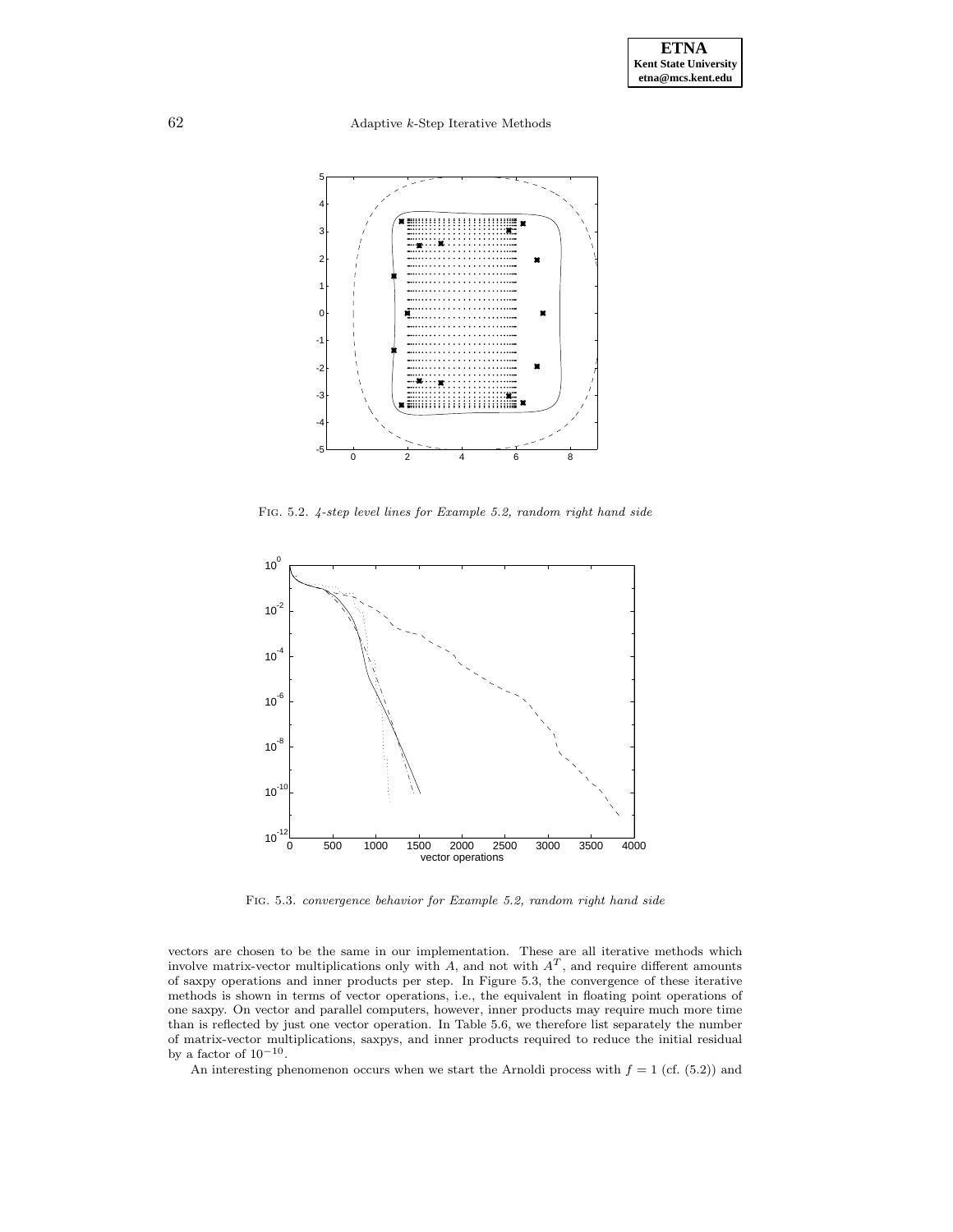Fig. 5.2. *4-step level lines for Example 5.2, random right hand side*

Fig. 5.3. *convergence behavior for Example 5.2, random right hand side*

vectors are chosen to be the same in our implementation. These are all iterative methods which involve matrix-vector multiplications only with $A$, and not with $A^T$, and require different amounts of saxpy operations and inner products per step. In Figure 5.3, the convergence of these iterative methods is shown in terms of vector operations, i.e., the equivalent in floating point operations of one saxpy. On vector and parallel computers, however, inner products may require much more time than is reflected by just one vector operation. In Table 5.6, we therefore list separately the number of matrix-vector multiplications, saxpys, and inner products required to reduce the initial residual by a factor of $10^{-10}$.

An interesting phenomenon occurs when we start the Arnoldi process with $f = 1$ (cf. (5.2)) and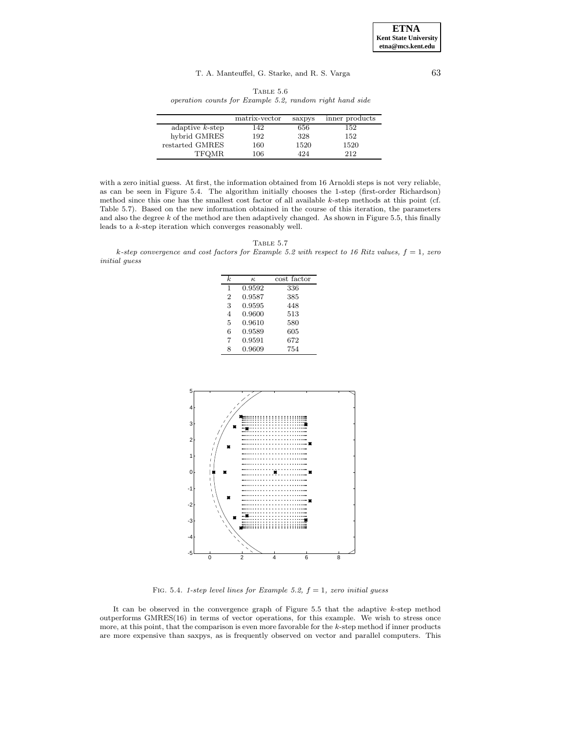Table 5.6

*operation counts for Example 5.2, random right hand side*

| | matrix-vector | saxpys | inner products |
|---|---|---|---|
| adaptive $k$-step | 142 | 656 | 152 |
| hybrid GMRES | 192 | 328 | 152 |
| restarted GMRES | 160 | 1520 | 1520 |
| TFQMR | 106 | 424 | 212 |

with a zero initial guess. At first, the information obtained from 16 Arnoldi steps is not very reliable, as can be seen in Figure 5.4. The algorithm initially chooses the 1-step (first-order Richardson) method since this one has the smallest cost factor of all available $k$-step methods at this point (cf. Table 5.7). Based on the new information obtained in the course of this iteration, the parameters and also the degree $k$ of the method are then adaptively changed. As shown in Figure 5.5, this finally leads to a $k$-step iteration which converges reasonably well.

Table 5.7

*$k$-step convergence and cost factors for Example 5.2 with respect to 16 Ritz values, $f = 1$, zero initial guess*

| $k$ | $\kappa$ | cost factor |
|---|---|---|
| 1 | 0.9592 | 336 |
| 2 | 0.9587 | 385 |
| 3 | 0.9595 | 448 |
| 4 | 0.9600 | 513 |
| 5 | 0.9610 | 580 |
| 6 | 0.9589 | 605 |
| 7 | 0.9591 | 672 |
| 8 | 0.9609 | 754 |

Fig. 5.4. *1-step level lines for Example 5.2, $f = 1$, zero initial guess*

It can be observed in the convergence graph of Figure 5.5 that the adaptive $k$-step method outperforms GMRES(16) in terms of vector operations, for this example. We wish to stress once more, at this point, that the comparison is even more favorable for the $k$-step method if inner products are more expensive than saxpys, as is frequently observed on vector and parallel computers. This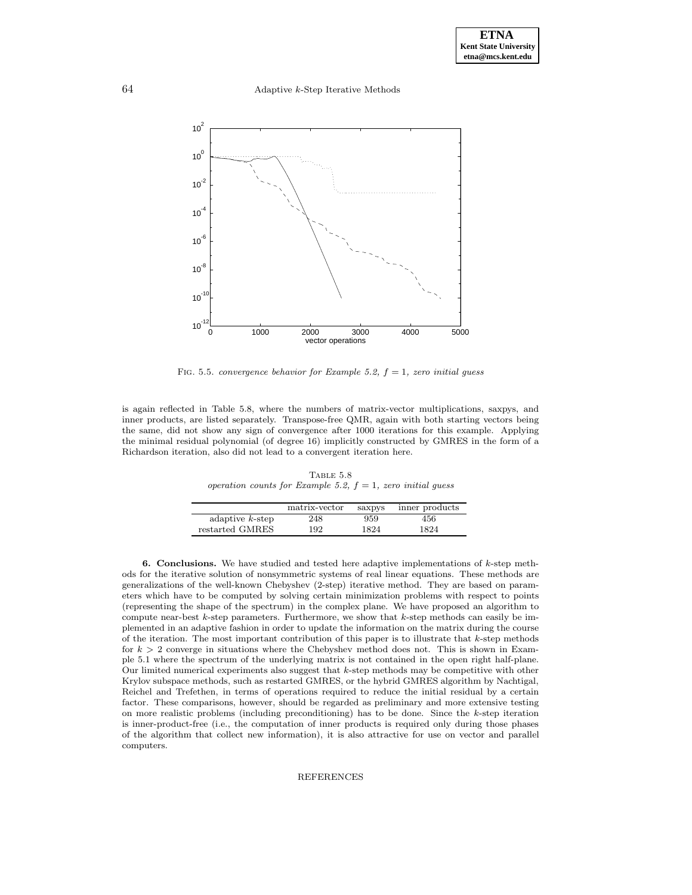FIG. 5.5. *convergence behavior for Example 5.2, $f = 1$, zero initial guess*

is again reflected in Table 5.8, where the numbers of matrix-vector multiplications, saxpys, and inner products, are listed separately. Transpose-free QMR, again with both starting vectors being the same, did not show any sign of convergence after 1000 iterations for this example. Applying the minimal residual polynomial (of degree 16) implicitly constructed by GMRES in the form of a Richardson iteration, also did not lead to a convergent iteration here.

TABLE 5.8
*operation counts for Example 5.2, $f = 1$, zero initial guess*

| | matrix-vector | saxpys | inner products |
|---|---|---|---|
| adaptive $k$-step | 248 | 959 | 456 |
| restarted GMRES | 192 | 1824 | 1824 |

**6. Conclusions.** We have studied and tested here adaptive implementations of $k$-step methods for the iterative solution of nonsymmetric systems of real linear equations. These methods are generalizations of the well-known Chebyshev (2-step) iterative method. They are based on parameters which have to be computed by solving certain minimization problems with respect to points (representing the shape of the spectrum) in the complex plane. We have proposed an algorithm to compute near-best $k$-step parameters. Furthermore, we show that $k$-step methods can easily be implemented in an adaptive fashion in order to update the information on the matrix during the course of the iteration. The most important contribution of this paper is to illustrate that $k$-step methods for $k > 2$ converge in situations where the Chebyshev method does not. This is shown in Example 5.1 where the spectrum of the underlying matrix is not contained in the open right half-plane. Our limited numerical experiments also suggest that $k$-step methods may be competitive with other Krylov subspace methods, such as restarted GMRES, or the hybrid GMRES algorithm by Nachtigal, Reichel and Trefethen, in terms of operations required to reduce the initial residual by a certain factor. These comparisons, however, should be regarded as preliminary and more extensive testing on more realistic problems (including preconditioning) has to be done. Since the $k$-step iteration is inner-product-free (i.e., the computation of inner products is required only during those phases of the algorithm that collect new information), it is also attractive for use on vector and parallel computers.

REFERENCES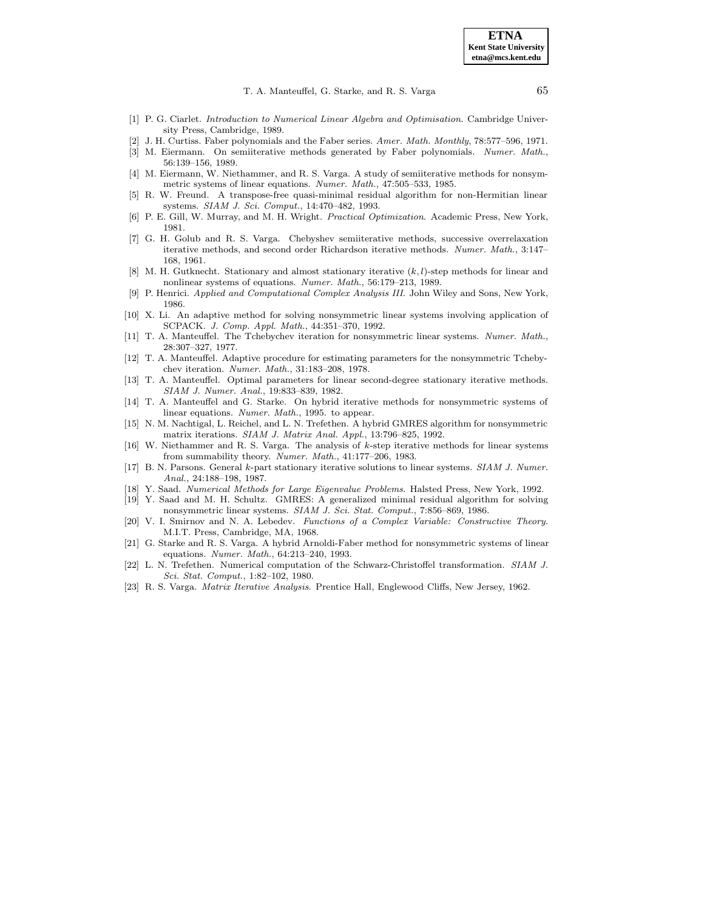[1] P. G. Ciarlet. *Introduction to Numerical Linear Algebra and Optimisation*. Cambridge University Press, Cambridge, 1989.

[2] J. H. Curtiss. Faber polynomials and the Faber series. *Amer. Math. Monthly*, 78:577–596, 1971.

[3] M. Eiermann. On semiiterative methods generated by Faber polynomials. *Numer. Math.*, 56:139–156, 1989.

[4] M. Eiermann, W. Niethammer, and R. S. Varga. A study of semiiterative methods for nonsymmetric systems of linear equations. *Numer. Math.*, 47:505–533, 1985.

[5] R. W. Freund. A transpose-free quasi-minimal residual algorithm for non-Hermitian linear systems. *SIAM J. Sci. Comput.*, 14:470–482, 1993.

[6] P. E. Gill, W. Murray, and M. H. Wright. *Practical Optimization*. Academic Press, New York, 1981.

[7] G. H. Golub and R. S. Varga. Chebyshev semiiterative methods, successive overrelaxation iterative methods, and second order Richardson iterative methods. *Numer. Math.*, 3:147–168, 1961.

[8] M. H. Gutknecht. Stationary and almost stationary iterative $(k, l)$-step methods for linear and nonlinear systems of equations. *Numer. Math.*, 56:179–213, 1989.

[9] P. Henrici. *Applied and Computational Complex Analysis III*. John Wiley and Sons, New York, 1986.

[10] X. Li. An adaptive method for solving nonsymmetric linear systems involving application of SCPACK. *J. Comp. Appl. Math.*, 44:351–370, 1992.

[11] T. A. Manteuffel. The Tchebychev iteration for nonsymmetric linear systems. *Numer. Math.*, 28:307–327, 1977.

[12] T. A. Manteuffel. Adaptive procedure for estimating parameters for the nonsymmetric Tchebychev iteration. *Numer. Math.*, 31:183–208, 1978.

[13] T. A. Manteuffel. Optimal parameters for linear second-degree stationary iterative methods. *SIAM J. Numer. Anal.*, 19:833–839, 1982.

[14] T. A. Manteuffel and G. Starke. On hybrid iterative methods for nonsymmetric systems of linear equations. *Numer. Math.*, 1995. to appear.

[15] N. M. Nachtigal, L. Reichel, and L. N. Trefethen. A hybrid GMRES algorithm for nonsymmetric matrix iterations. *SIAM J. Matrix Anal. Appl.*, 13:796–825, 1992.

[16] W. Niethammer and R. S. Varga. The analysis of $k$-step iterative methods for linear systems from summability theory. *Numer. Math.*, 41:177–206, 1983.

[17] B. N. Parsons. General $k$-part stationary iterative solutions to linear systems. *SIAM J. Numer. Anal.*, 24:188–198, 1987.

[18] Y. Saad. *Numerical Methods for Large Eigenvalue Problems*. Halsted Press, New York, 1992.

[19] Y. Saad and M. H. Schultz. GMRES: A generalized minimal residual algorithm for solving nonsymmetric linear systems. *SIAM J. Sci. Stat. Comput.*, 7:856–869, 1986.

[20] V. I. Smirnov and N. A. Lebedev. *Functions of a Complex Variable: Constructive Theory*. M.I.T. Press, Cambridge, MA, 1968.

[21] G. Starke and R. S. Varga. A hybrid Arnoldi-Faber method for nonsymmetric systems of linear equations. *Numer. Math.*, 64:213–240, 1993.

[22] L. N. Trefethen. Numerical computation of the Schwarz-Christoffel transformation. *SIAM J. Sci. Stat. Comput.*, 1:82–102, 1980.

[23] R. S. Varga. *Matrix Iterative Analysis*. Prentice Hall, Englewood Cliffs, New Jersey, 1962.